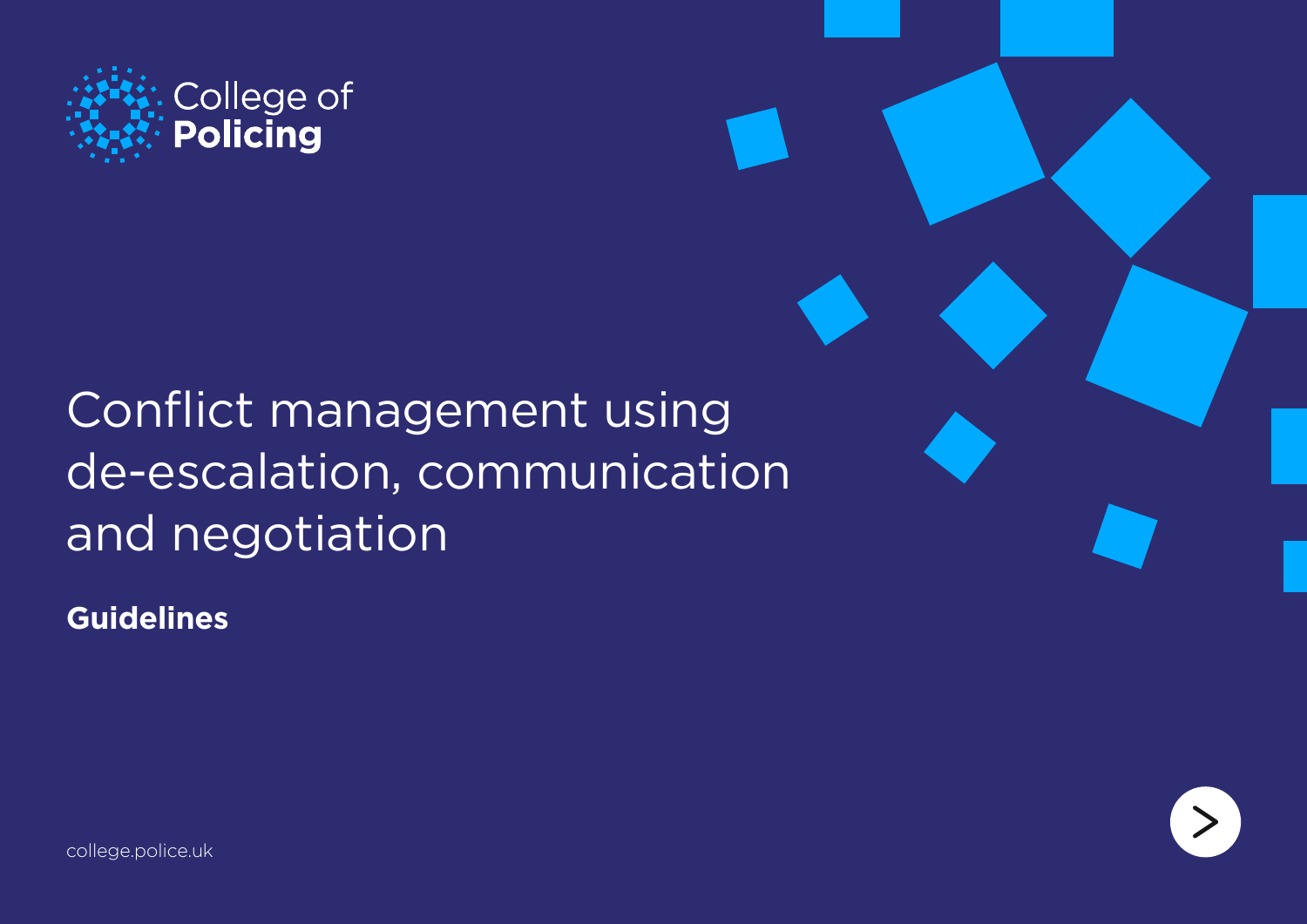College of
**Policing**

# Conflict management using de-escalation, communication and negotiation

**Guidelines**

college.police.uk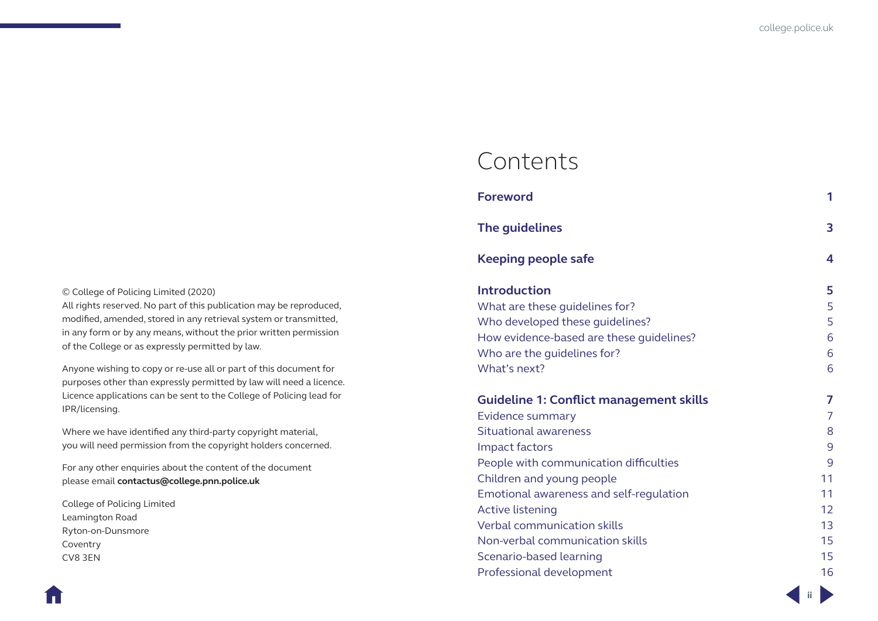© College of Policing Limited (2020)
All rights reserved. No part of this publication may be reproduced, modified, amended, stored in any retrieval system or transmitted, in any form or by any means, without the prior written permission of the College or as expressly permitted by law.

Anyone wishing to copy or re-use all or part of this document for purposes other than expressly permitted by law will need a licence. Licence applications can be sent to the College of Policing lead for IPR/licensing.

Where we have identified any third-party copyright material, you will need permission from the copyright holders concerned.

For any other enquiries about the content of the document please email **contactus@college.pnn.police.uk**

College of Policing Limited
Leamington Road
Ryton-on-Dunsmore
Coventry
CV8 3EN

# Contents

| | |
|---|---|
| **Foreword** | **1** |
| **The guidelines** | **3** |
| **Keeping people safe** | **4** |
| **Introduction** | **5** |
| What are these guidelines for? | 5 |
| Who developed these guidelines? | 5 |
| How evidence-based are these guidelines? | 6 |
| Who are the guidelines for? | 6 |
| What's next? | 6 |
| **Guideline 1: Conflict management skills** | **7** |
| Evidence summary | 7 |
| Situational awareness | 8 |
| Impact factors | 9 |
| People with communication difficulties | 9 |
| Children and young people | 11 |
| Emotional awareness and self-regulation | 11 |
| Active listening | 12 |
| Verbal communication skills | 13 |
| Non-verbal communication skills | 15 |
| Scenario-based learning | 15 |
| Professional development | 16 |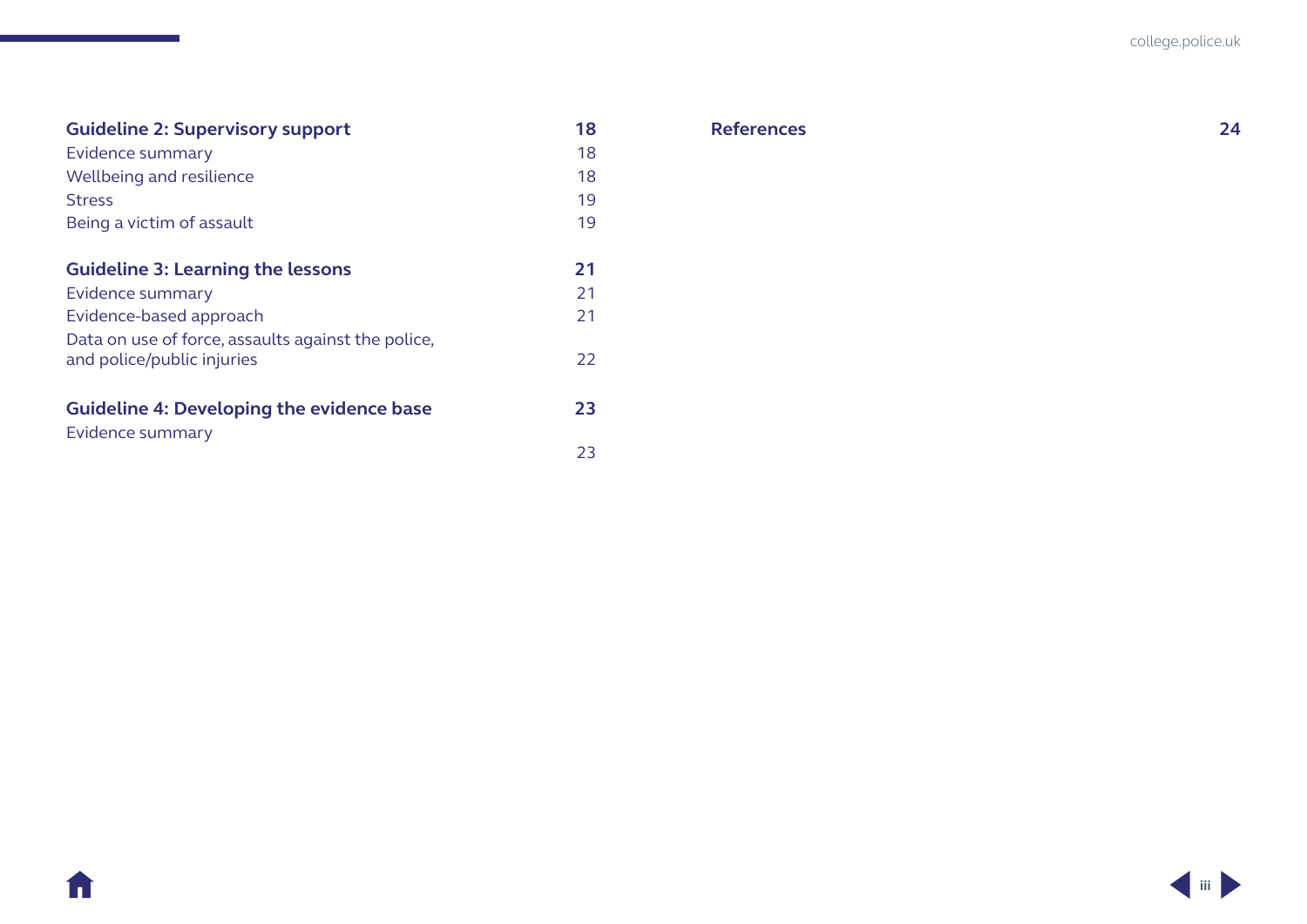| Section | Page |
|---|---|
| **Guideline 2: Supervisory support** | **18** |
| Evidence summary | 18 |
| Wellbeing and resilience | 18 |
| Stress | 19 |
| Being a victim of assault | 19 |
| **Guideline 3: Learning the lessons** | **21** |
| Evidence summary | 21 |
| Evidence-based approach | 21 |
| Data on use of force, assaults against the police, and police/public injuries | 22 |
| **Guideline 4: Developing the evidence base** | **23** |
| Evidence summary | 23 |
| **References** | **24** |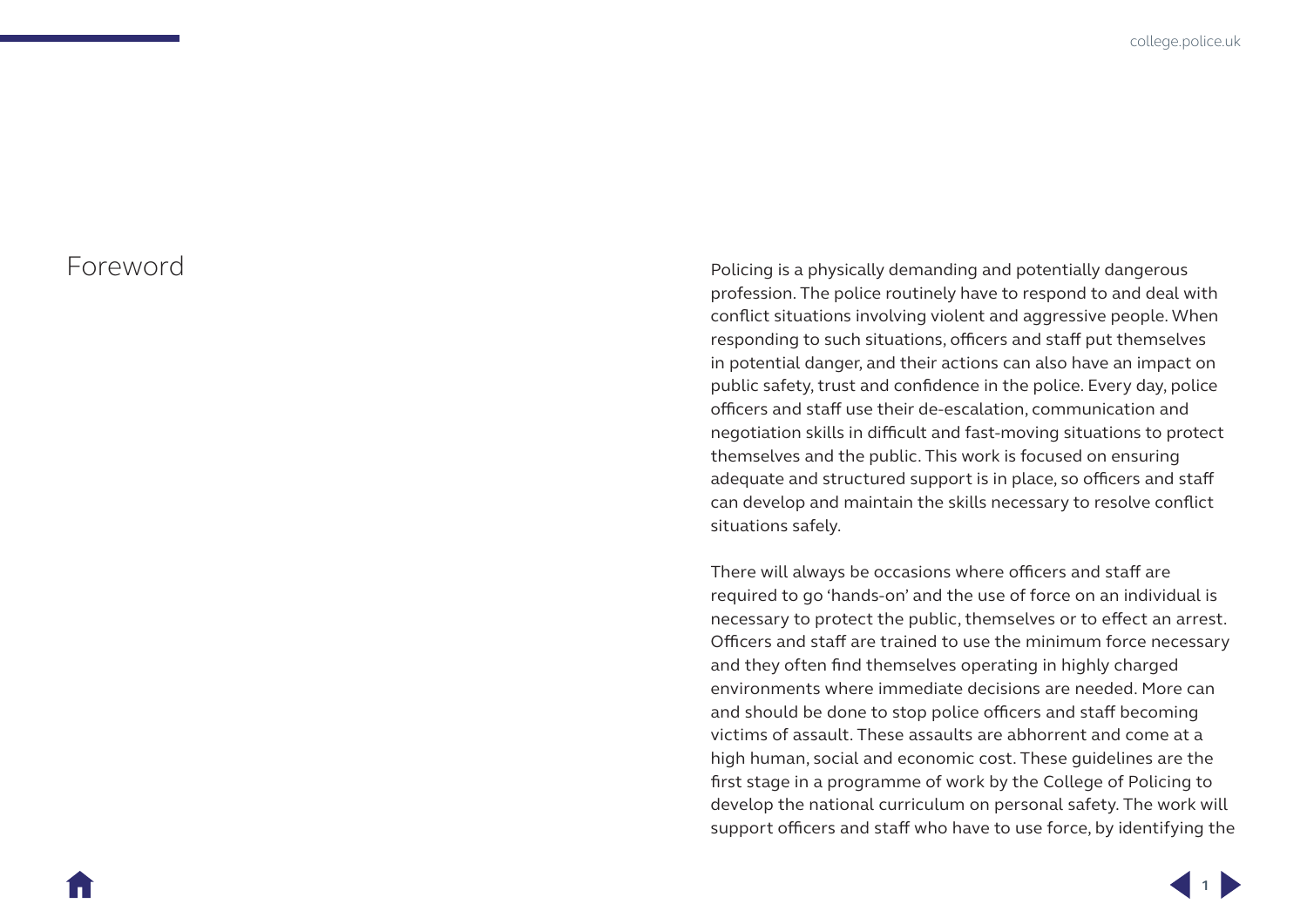# Foreword

Policing is a physically demanding and potentially dangerous profession. The police routinely have to respond to and deal with conflict situations involving violent and aggressive people. When responding to such situations, officers and staff put themselves in potential danger, and their actions can also have an impact on public safety, trust and confidence in the police. Every day, police officers and staff use their de-escalation, communication and negotiation skills in difficult and fast-moving situations to protect themselves and the public. This work is focused on ensuring adequate and structured support is in place, so officers and staff can develop and maintain the skills necessary to resolve conflict situations safely.

There will always be occasions where officers and staff are required to go 'hands-on' and the use of force on an individual is necessary to protect the public, themselves or to effect an arrest. Officers and staff are trained to use the minimum force necessary and they often find themselves operating in highly charged environments where immediate decisions are needed. More can and should be done to stop police officers and staff becoming victims of assault. These assaults are abhorrent and come at a high human, social and economic cost. These guidelines are the first stage in a programme of work by the College of Policing to develop the national curriculum on personal safety. The work will support officers and staff who have to use force, by identifying the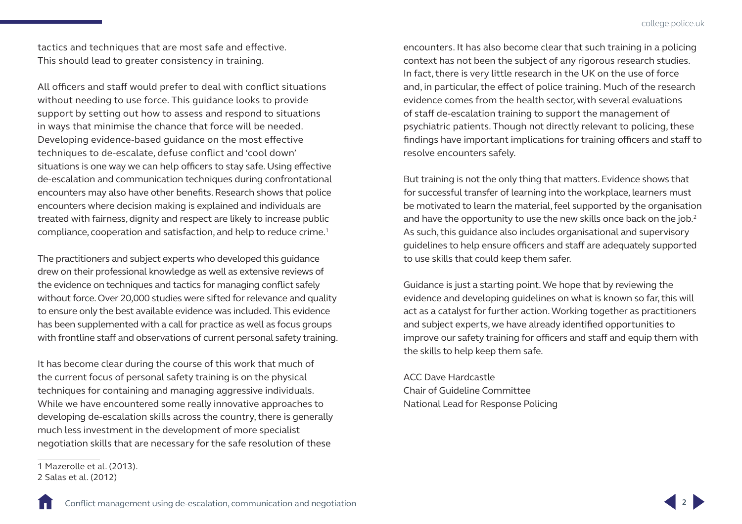tactics and techniques that are most safe and effective. This should lead to greater consistency in training.

All officers and staff would prefer to deal with conflict situations without needing to use force. This guidance looks to provide support by setting out how to assess and respond to situations in ways that minimise the chance that force will be needed. Developing evidence-based guidance on the most effective techniques to de-escalate, defuse conflict and 'cool down' situations is one way we can help officers to stay safe. Using effective de-escalation and communication techniques during confrontational encounters may also have other benefits. Research shows that police encounters where decision making is explained and individuals are treated with fairness, dignity and respect are likely to increase public compliance, cooperation and satisfaction, and help to reduce crime.[1]

The practitioners and subject experts who developed this guidance drew on their professional knowledge as well as extensive reviews of the evidence on techniques and tactics for managing conflict safely without force. Over 20,000 studies were sifted for relevance and quality to ensure only the best available evidence was included. This evidence has been supplemented with a call for practice as well as focus groups with frontline staff and observations of current personal safety training.

It has become clear during the course of this work that much of the current focus of personal safety training is on the physical techniques for containing and managing aggressive individuals. While we have encountered some really innovative approaches to developing de-escalation skills across the country, there is generally much less investment in the development of more specialist negotiation skills that are necessary for the safe resolution of these encounters. It has also become clear that such training in a policing context has not been the subject of any rigorous research studies. In fact, there is very little research in the UK on the use of force and, in particular, the effect of police training. Much of the research evidence comes from the health sector, with several evaluations of staff de-escalation training to support the management of psychiatric patients. Though not directly relevant to policing, these findings have important implications for training officers and staff to resolve encounters safely.

But training is not the only thing that matters. Evidence shows that for successful transfer of learning into the workplace, learners must be motivated to learn the material, feel supported by the organisation and have the opportunity to use the new skills once back on the job.[2] As such, this guidance also includes organisational and supervisory guidelines to help ensure officers and staff are adequately supported to use skills that could keep them safer.

Guidance is just a starting point. We hope that by reviewing the evidence and developing guidelines on what is known so far, this will act as a catalyst for further action. Working together as practitioners and subject experts, we have already identified opportunities to improve our safety training for officers and staff and equip them with the skills to help keep them safe.

ACC Dave Hardcastle
Chair of Guideline Committee
National Lead for Response Policing

---

1 Mazerolle et al. (2013).
2 Salas et al. (2012)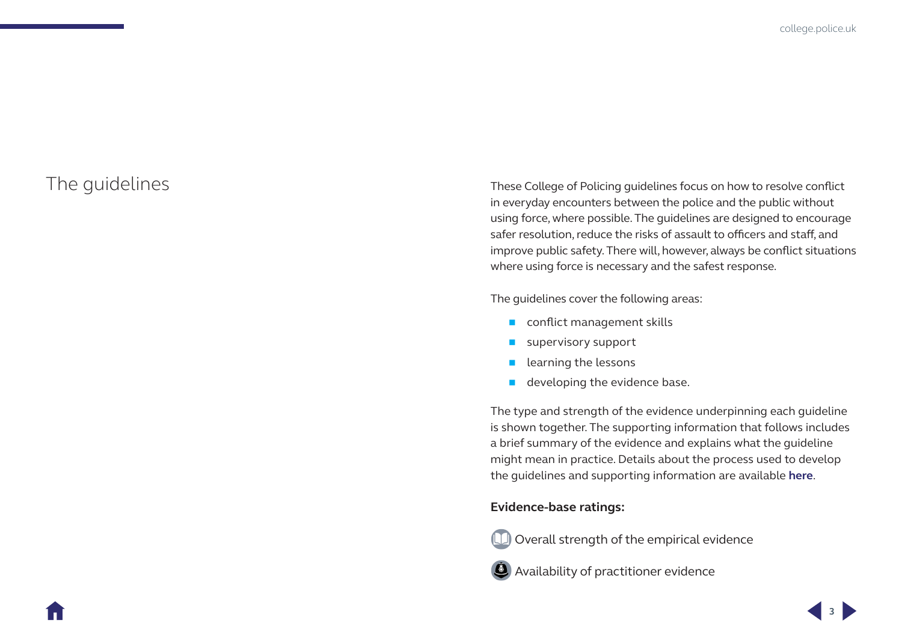# The guidelines

These College of Policing guidelines focus on how to resolve conflict in everyday encounters between the police and the public without using force, where possible. The guidelines are designed to encourage safer resolution, reduce the risks of assault to officers and staff, and improve public safety. There will, however, always be conflict situations where using force is necessary and the safest response.

The guidelines cover the following areas:

- conflict management skills
- supervisory support
- learning the lessons
- developing the evidence base.

The type and strength of the evidence underpinning each guideline is shown together. The supporting information that follows includes a brief summary of the evidence and explains what the guideline might mean in practice. Details about the process used to develop the guidelines and supporting information are available **here**.

**Evidence-base ratings:**

Overall strength of the empirical evidence

Availability of practitioner evidence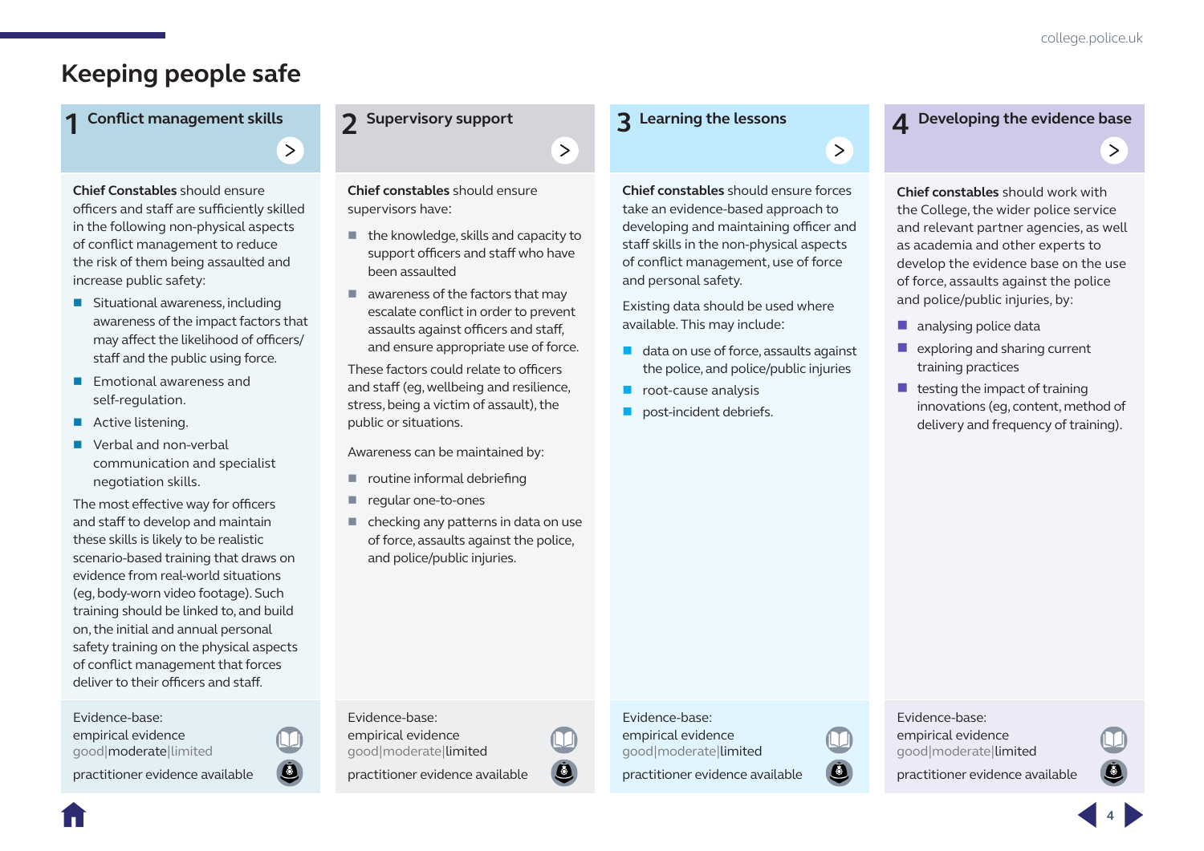# Keeping people safe

## 1 Conflict management skills

**Chief Constables** should ensure officers and staff are sufficiently skilled in the following non-physical aspects of conflict management to reduce the risk of them being assaulted and increase public safety:

- Situational awareness, including awareness of the impact factors that may affect the likelihood of officers/ staff and the public using force.
- Emotional awareness and self-regulation.
- Active listening.
- Verbal and non-verbal communication and specialist negotiation skills.

The most effective way for officers and staff to develop and maintain these skills is likely to be realistic scenario-based training that draws on evidence from real-world situations (eg, body-worn video footage). Such training should be linked to, and build on, the initial and annual personal safety training on the physical aspects of conflict management that forces deliver to their officers and staff.

Evidence-base:
empirical evidence
good|**moderate**|limited

practitioner evidence available

## 2 Supervisory support

**Chief constables** should ensure supervisors have:

- the knowledge, skills and capacity to support officers and staff who have been assaulted
- awareness of the factors that may escalate conflict in order to prevent assaults against officers and staff, and ensure appropriate use of force.

These factors could relate to officers and staff (eg, wellbeing and resilience, stress, being a victim of assault), the public or situations.

Awareness can be maintained by:

- routine informal debriefing
- regular one-to-ones
- checking any patterns in data on use of force, assaults against the police, and police/public injuries.

Evidence-base:
empirical evidence
good|moderate|**limited**

practitioner evidence available

## 3 Learning the lessons

**Chief constables** should ensure forces take an evidence-based approach to developing and maintaining officer and staff skills in the non-physical aspects of conflict management, use of force and personal safety.

Existing data should be used where available. This may include:

- data on use of force, assaults against the police, and police/public injuries
- root-cause analysis
- post-incident debriefs.

Evidence-base:
empirical evidence
good|moderate|**limited**

practitioner evidence available

## 4 Developing the evidence base

**Chief constables** should work with the College, the wider police service and relevant partner agencies, as well as academia and other experts to develop the evidence base on the use of force, assaults against the police and police/public injuries, by:

- analysing police data
- exploring and sharing current training practices
- testing the impact of training innovations (eg, content, method of delivery and frequency of training).

Evidence-base:
empirical evidence
good|moderate|**limited**

practitioner evidence available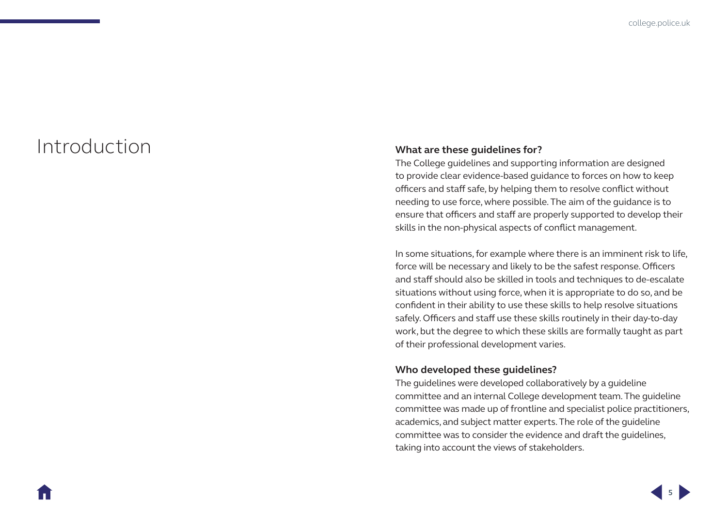# Introduction

### What are these guidelines for?

The College guidelines and supporting information are designed to provide clear evidence-based guidance to forces on how to keep officers and staff safe, by helping them to resolve conflict without needing to use force, where possible. The aim of the guidance is to ensure that officers and staff are properly supported to develop their skills in the non-physical aspects of conflict management.

In some situations, for example where there is an imminent risk to life, force will be necessary and likely to be the safest response. Officers and staff should also be skilled in tools and techniques to de-escalate situations without using force, when it is appropriate to do so, and be confident in their ability to use these skills to help resolve situations safely. Officers and staff use these skills routinely in their day-to-day work, but the degree to which these skills are formally taught as part of their professional development varies.

### Who developed these guidelines?

The guidelines were developed collaboratively by a guideline committee and an internal College development team. The guideline committee was made up of frontline and specialist police practitioners, academics, and subject matter experts. The role of the guideline committee was to consider the evidence and draft the guidelines, taking into account the views of stakeholders.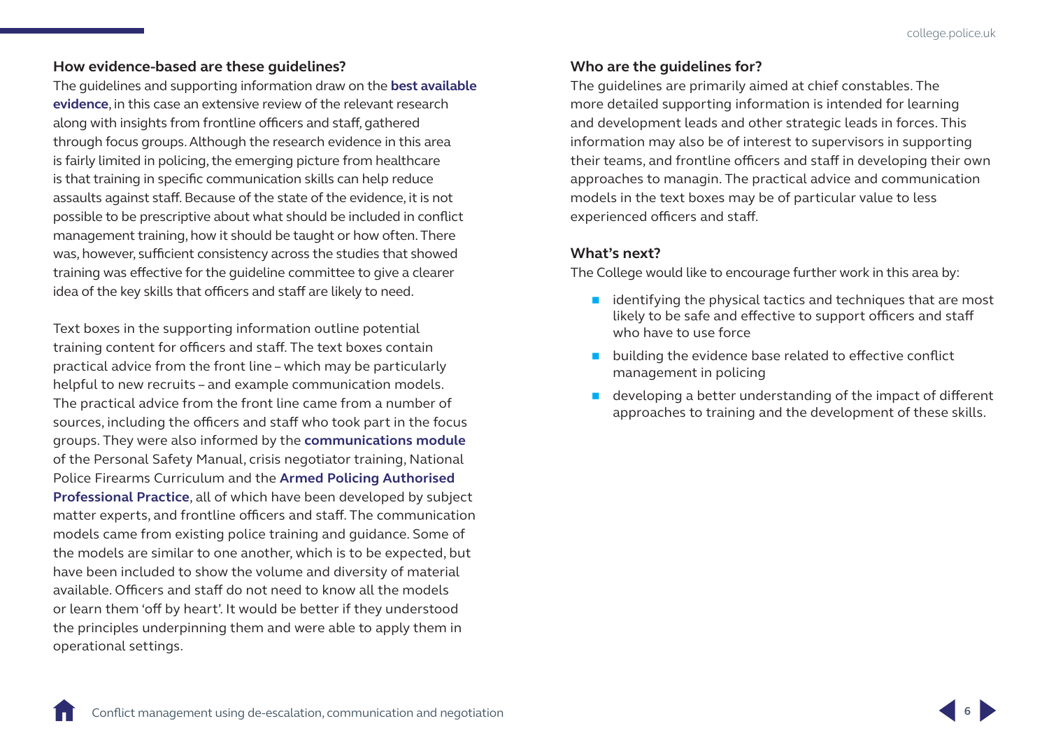### How evidence-based are these guidelines?

The guidelines and supporting information draw on the **best available evidence**, in this case an extensive review of the relevant research along with insights from frontline officers and staff, gathered through focus groups. Although the research evidence in this area is fairly limited in policing, the emerging picture from healthcare is that training in specific communication skills can help reduce assaults against staff. Because of the state of the evidence, it is not possible to be prescriptive about what should be included in conflict management training, how it should be taught or how often. There was, however, sufficient consistency across the studies that showed training was effective for the guideline committee to give a clearer idea of the key skills that officers and staff are likely to need.

Text boxes in the supporting information outline potential training content for officers and staff. The text boxes contain practical advice from the front line – which may be particularly helpful to new recruits – and example communication models. The practical advice from the front line came from a number of sources, including the officers and staff who took part in the focus groups. They were also informed by the **communications module** of the Personal Safety Manual, crisis negotiator training, National Police Firearms Curriculum and the **Armed Policing Authorised Professional Practice**, all of which have been developed by subject matter experts, and frontline officers and staff. The communication models came from existing police training and guidance. Some of the models are similar to one another, which is to be expected, but have been included to show the volume and diversity of material available. Officers and staff do not need to know all the models or learn them 'off by heart'. It would be better if they understood the principles underpinning them and were able to apply them in operational settings.

### Who are the guidelines for?

The guidelines are primarily aimed at chief constables. The more detailed supporting information is intended for learning and development leads and other strategic leads in forces. This information may also be of interest to supervisors in supporting their teams, and frontline officers and staff in developing their own approaches to managin. The practical advice and communication models in the text boxes may be of particular value to less experienced officers and staff.

### What's next?

The College would like to encourage further work in this area by:

- identifying the physical tactics and techniques that are most likely to be safe and effective to support officers and staff who have to use force
- building the evidence base related to effective conflict management in policing
- developing a better understanding of the impact of different approaches to training and the development of these skills.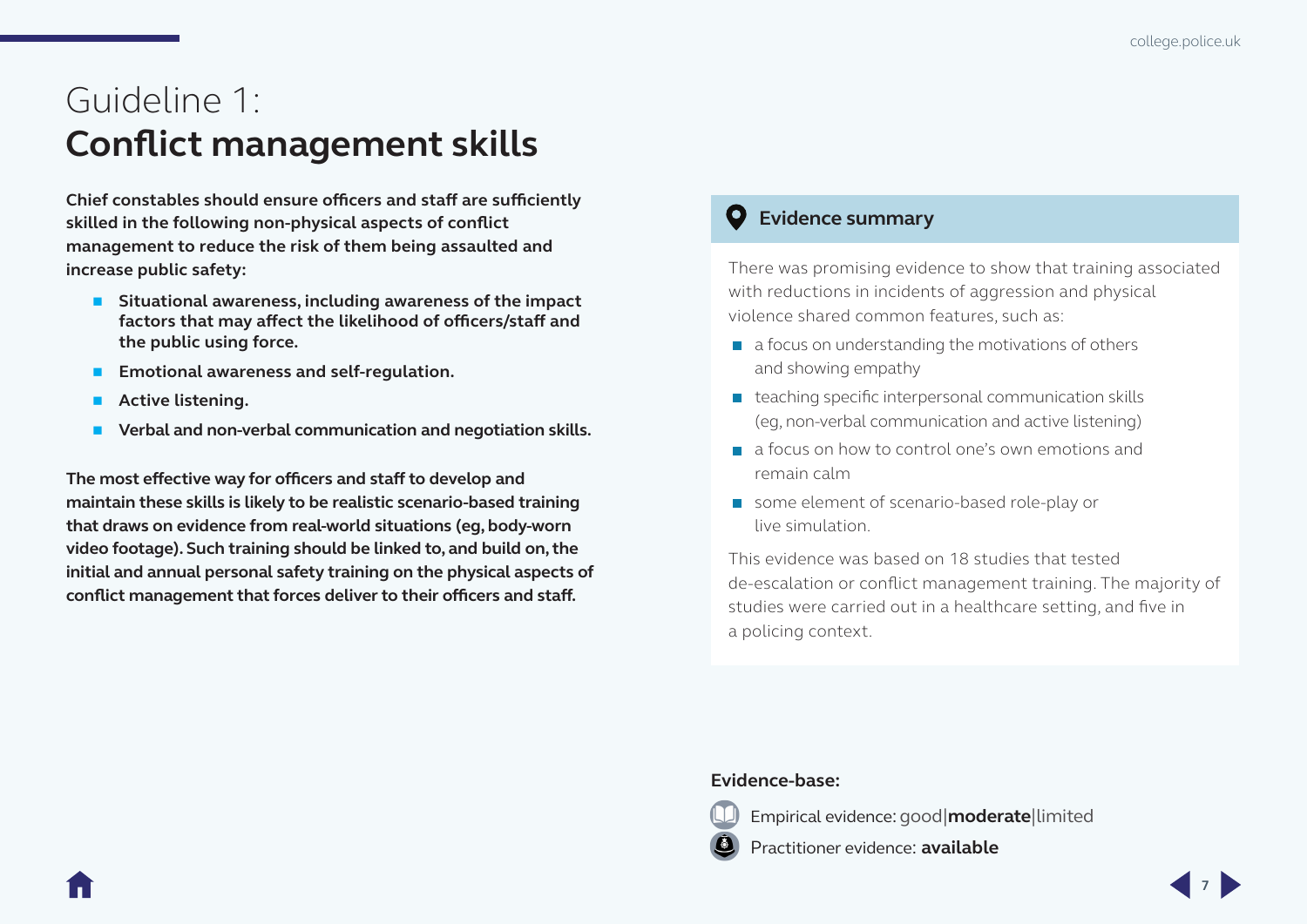# Guideline 1:
# **Conflict management skills**

**Chief constables should ensure officers and staff are sufficiently skilled in the following non-physical aspects of conflict management to reduce the risk of them being assaulted and increase public safety:**

- **Situational awareness, including awareness of the impact factors that may affect the likelihood of officers/staff and the public using force.**
- **Emotional awareness and self-regulation.**
- **Active listening.**
- **Verbal and non-verbal communication and negotiation skills.**

**The most effective way for officers and staff to develop and maintain these skills is likely to be realistic scenario-based training that draws on evidence from real-world situations (eg, body-worn video footage). Such training should be linked to, and build on, the initial and annual personal safety training on the physical aspects of conflict management that forces deliver to their officers and staff.**

## Evidence summary

There was promising evidence to show that training associated with reductions in incidents of aggression and physical violence shared common features, such as:

- a focus on understanding the motivations of others and showing empathy
- teaching specific interpersonal communication skills (eg, non-verbal communication and active listening)
- a focus on how to control one's own emotions and remain calm
- some element of scenario-based role-play or live simulation.

This evidence was based on 18 studies that tested de-escalation or conflict management training. The majority of studies were carried out in a healthcare setting, and five in a policing context.

**Evidence-base:**

Empirical evidence: good|**moderate**|limited

Practitioner evidence: **available**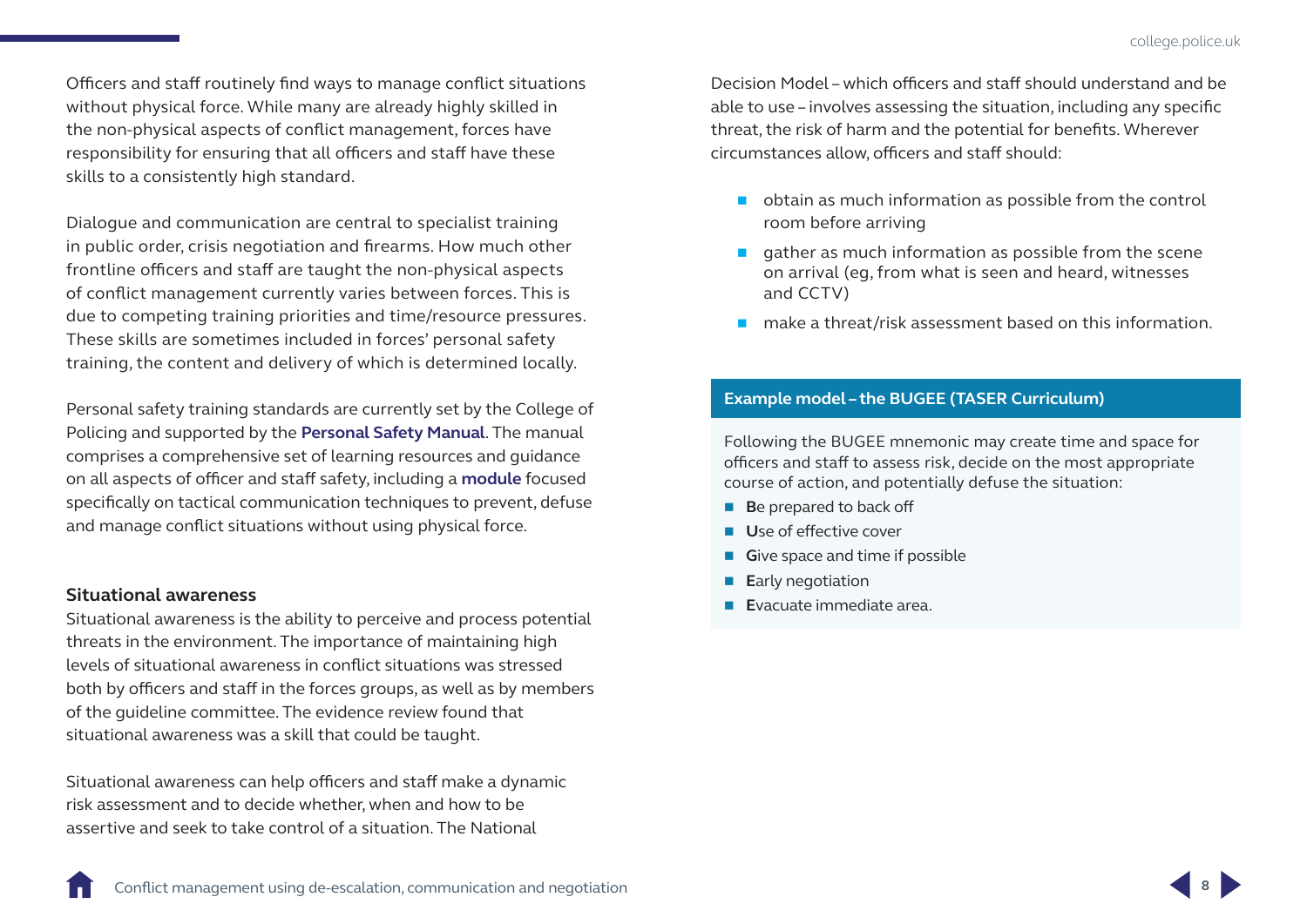Officers and staff routinely find ways to manage conflict situations without physical force. While many are already highly skilled in the non-physical aspects of conflict management, forces have responsibility for ensuring that all officers and staff have these skills to a consistently high standard.

Dialogue and communication are central to specialist training in public order, crisis negotiation and firearms. How much other frontline officers and staff are taught the non-physical aspects of conflict management currently varies between forces. This is due to competing training priorities and time/resource pressures. These skills are sometimes included in forces' personal safety training, the content and delivery of which is determined locally.

Personal safety training standards are currently set by the College of Policing and supported by the **Personal Safety Manual**. The manual comprises a comprehensive set of learning resources and guidance on all aspects of officer and staff safety, including a **module** focused specifically on tactical communication techniques to prevent, defuse and manage conflict situations without using physical force.

### Situational awareness

Situational awareness is the ability to perceive and process potential threats in the environment. The importance of maintaining high levels of situational awareness in conflict situations was stressed both by officers and staff in the forces groups, as well as by members of the guideline committee. The evidence review found that situational awareness was a skill that could be taught.

Situational awareness can help officers and staff make a dynamic risk assessment and to decide whether, when and how to be assertive and seek to take control of a situation. The National Decision Model – which officers and staff should understand and be able to use – involves assessing the situation, including any specific threat, the risk of harm and the potential for benefits. Wherever circumstances allow, officers and staff should:

- obtain as much information as possible from the control room before arriving
- gather as much information as possible from the scene on arrival (eg, from what is seen and heard, witnesses and CCTV)
- make a threat/risk assessment based on this information.

**Example model – the BUGEE (TASER Curriculum)**

Following the BUGEE mnemonic may create time and space for officers and staff to assess risk, decide on the most appropriate course of action, and potentially defuse the situation:

- **B**e prepared to back off
- **U**se of effective cover
- **G**ive space and time if possible
- **E**arly negotiation
- **E**vacuate immediate area.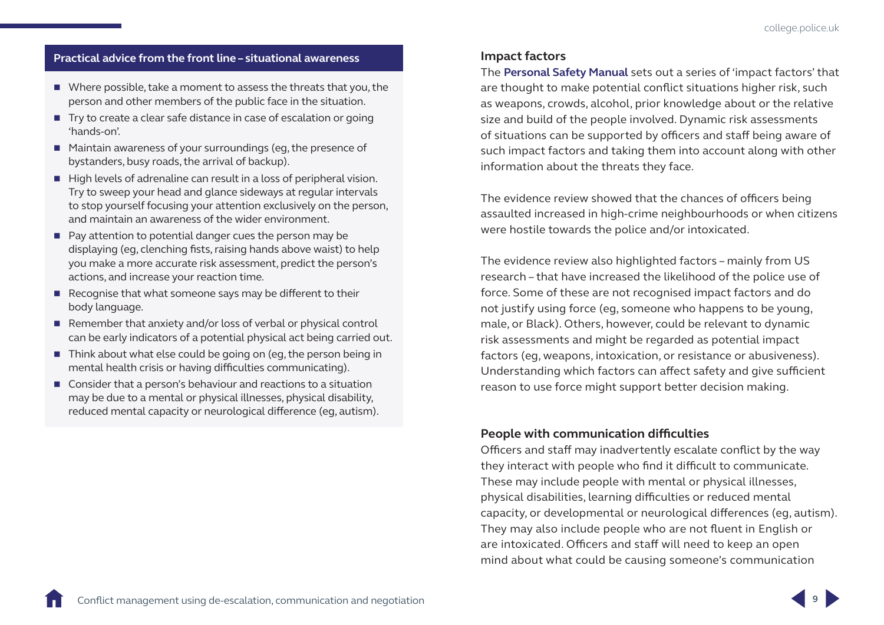### Practical advice from the front line – situational awareness

- Where possible, take a moment to assess the threats that you, the person and other members of the public face in the situation.
- Try to create a clear safe distance in case of escalation or going 'hands-on'.
- Maintain awareness of your surroundings (eg, the presence of bystanders, busy roads, the arrival of backup).
- High levels of adrenaline can result in a loss of peripheral vision. Try to sweep your head and glance sideways at regular intervals to stop yourself focusing your attention exclusively on the person, and maintain an awareness of the wider environment.
- Pay attention to potential danger cues the person may be displaying (eg, clenching fists, raising hands above waist) to help you make a more accurate risk assessment, predict the person's actions, and increase your reaction time.
- Recognise that what someone says may be different to their body language.
- Remember that anxiety and/or loss of verbal or physical control can be early indicators of a potential physical act being carried out.
- Think about what else could be going on (eg, the person being in mental health crisis or having difficulties communicating).
- Consider that a person's behaviour and reactions to a situation may be due to a mental or physical illnesses, physical disability, reduced mental capacity or neurological difference (eg, autism).

### Impact factors

The **Personal Safety Manual** sets out a series of 'impact factors' that are thought to make potential conflict situations higher risk, such as weapons, crowds, alcohol, prior knowledge about or the relative size and build of the people involved. Dynamic risk assessments of situations can be supported by officers and staff being aware of such impact factors and taking them into account along with other information about the threats they face.

The evidence review showed that the chances of officers being assaulted increased in high-crime neighbourhoods or when citizens were hostile towards the police and/or intoxicated.

The evidence review also highlighted factors – mainly from US research – that have increased the likelihood of the police use of force. Some of these are not recognised impact factors and do not justify using force (eg, someone who happens to be young, male, or Black). Others, however, could be relevant to dynamic risk assessments and might be regarded as potential impact factors (eg, weapons, intoxication, or resistance or abusiveness). Understanding which factors can affect safety and give sufficient reason to use force might support better decision making.

### People with communication difficulties

Officers and staff may inadvertently escalate conflict by the way they interact with people who find it difficult to communicate. These may include people with mental or physical illnesses, physical disabilities, learning difficulties or reduced mental capacity, or developmental or neurological differences (eg, autism). They may also include people who are not fluent in English or are intoxicated. Officers and staff will need to keep an open mind about what could be causing someone's communication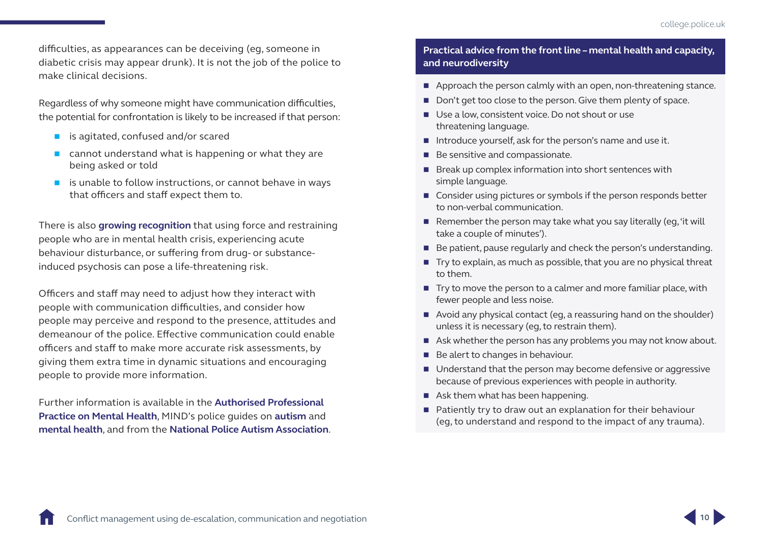difficulties, as appearances can be deceiving (eg, someone in diabetic crisis may appear drunk). It is not the job of the police to make clinical decisions.

Regardless of why someone might have communication difficulties, the potential for confrontation is likely to be increased if that person:

- is agitated, confused and/or scared
- cannot understand what is happening or what they are being asked or told
- is unable to follow instructions, or cannot behave in ways that officers and staff expect them to.

There is also **growing recognition** that using force and restraining people who are in mental health crisis, experiencing acute behaviour disturbance, or suffering from drug- or substance-induced psychosis can pose a life-threatening risk.

Officers and staff may need to adjust how they interact with people with communication difficulties, and consider how people may perceive and respond to the presence, attitudes and demeanour of the police. Effective communication could enable officers and staff to make more accurate risk assessments, by giving them extra time in dynamic situations and encouraging people to provide more information.

Further information is available in the **Authorised Professional Practice on Mental Health**, MIND's police guides on **autism** and **mental health**, and from the **National Police Autism Association**.

### Practical advice from the front line – mental health and capacity, and neurodiversity

- Approach the person calmly with an open, non-threatening stance.
- Don't get too close to the person. Give them plenty of space.
- Use a low, consistent voice. Do not shout or use threatening language.
- Introduce yourself, ask for the person's name and use it.
- Be sensitive and compassionate.
- Break up complex information into short sentences with simple language.
- Consider using pictures or symbols if the person responds better to non-verbal communication.
- Remember the person may take what you say literally (eg, 'it will take a couple of minutes').
- Be patient, pause regularly and check the person's understanding.
- Try to explain, as much as possible, that you are no physical threat to them.
- Try to move the person to a calmer and more familiar place, with fewer people and less noise.
- Avoid any physical contact (eg, a reassuring hand on the shoulder) unless it is necessary (eg, to restrain them).
- Ask whether the person has any problems you may not know about.
- Be alert to changes in behaviour.
- Understand that the person may become defensive or aggressive because of previous experiences with people in authority.
- Ask them what has been happening.
- Patiently try to draw out an explanation for their behaviour (eg, to understand and respond to the impact of any trauma).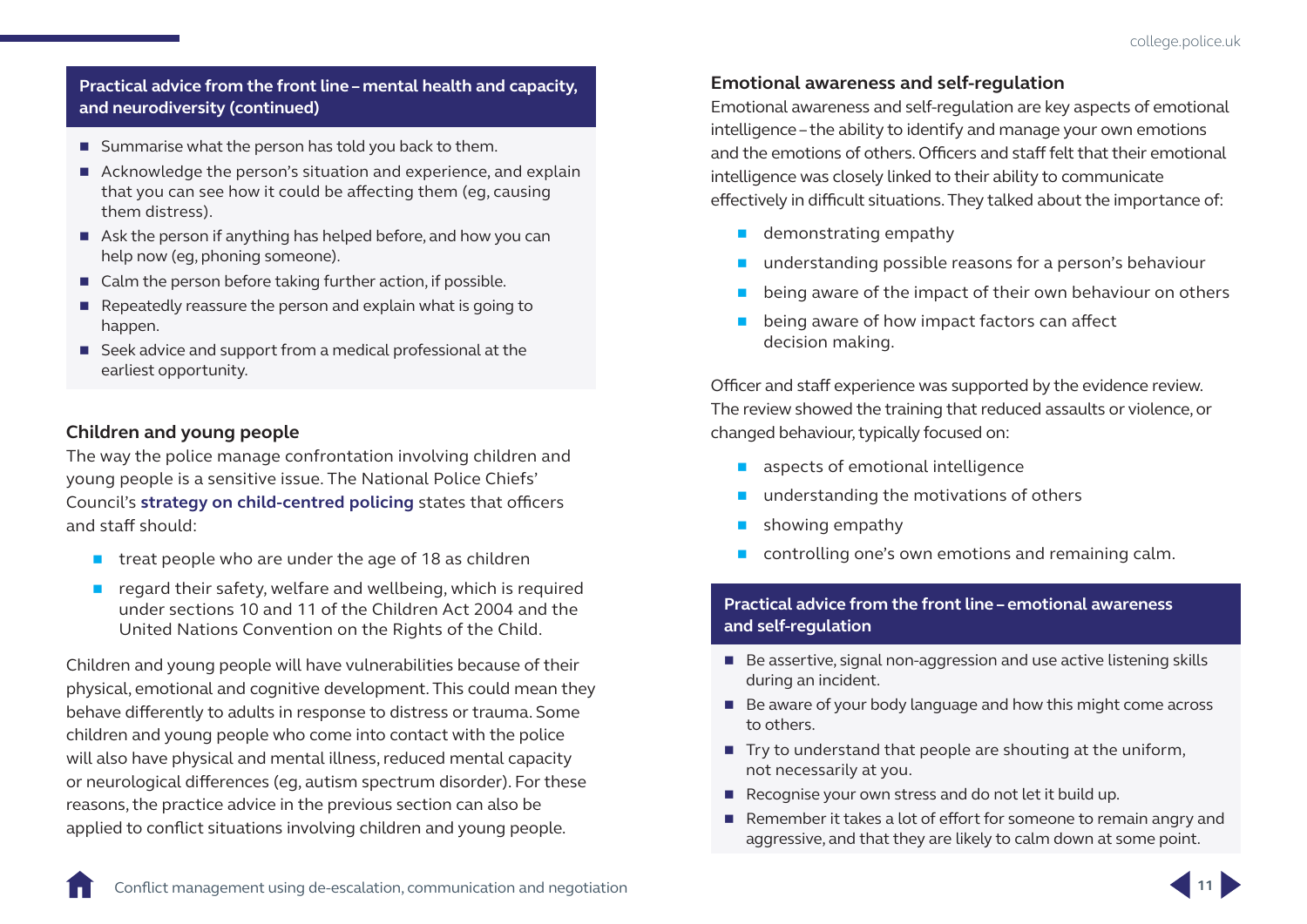**Practical advice from the front line – mental health and capacity, and neurodiversity (continued)**

- Summarise what the person has told you back to them.
- Acknowledge the person's situation and experience, and explain that you can see how it could be affecting them (eg, causing them distress).
- Ask the person if anything has helped before, and how you can help now (eg, phoning someone).
- Calm the person before taking further action, if possible.
- Repeatedly reassure the person and explain what is going to happen.
- Seek advice and support from a medical professional at the earliest opportunity.

### Children and young people

The way the police manage confrontation involving children and young people is a sensitive issue. The National Police Chiefs' Council's **strategy on child-centred policing** states that officers and staff should:

- treat people who are under the age of 18 as children
- regard their safety, welfare and wellbeing, which is required under sections 10 and 11 of the Children Act 2004 and the United Nations Convention on the Rights of the Child.

Children and young people will have vulnerabilities because of their physical, emotional and cognitive development. This could mean they behave differently to adults in response to distress or trauma. Some children and young people who come into contact with the police will also have physical and mental illness, reduced mental capacity or neurological differences (eg, autism spectrum disorder). For these reasons, the practice advice in the previous section can also be applied to conflict situations involving children and young people.

### Emotional awareness and self-regulation

Emotional awareness and self-regulation are key aspects of emotional intelligence – the ability to identify and manage your own emotions and the emotions of others. Officers and staff felt that their emotional intelligence was closely linked to their ability to communicate effectively in difficult situations. They talked about the importance of:

- demonstrating empathy
- understanding possible reasons for a person's behaviour
- being aware of the impact of their own behaviour on others
- being aware of how impact factors can affect decision making.

Officer and staff experience was supported by the evidence review. The review showed the training that reduced assaults or violence, or changed behaviour, typically focused on:

- aspects of emotional intelligence
- understanding the motivations of others
- showing empathy
- controlling one's own emotions and remaining calm.

**Practical advice from the front line – emotional awareness and self-regulation**

- Be assertive, signal non-aggression and use active listening skills during an incident.
- Be aware of your body language and how this might come across to others.
- Try to understand that people are shouting at the uniform, not necessarily at you.
- Recognise your own stress and do not let it build up.
- Remember it takes a lot of effort for someone to remain angry and aggressive, and that they are likely to calm down at some point.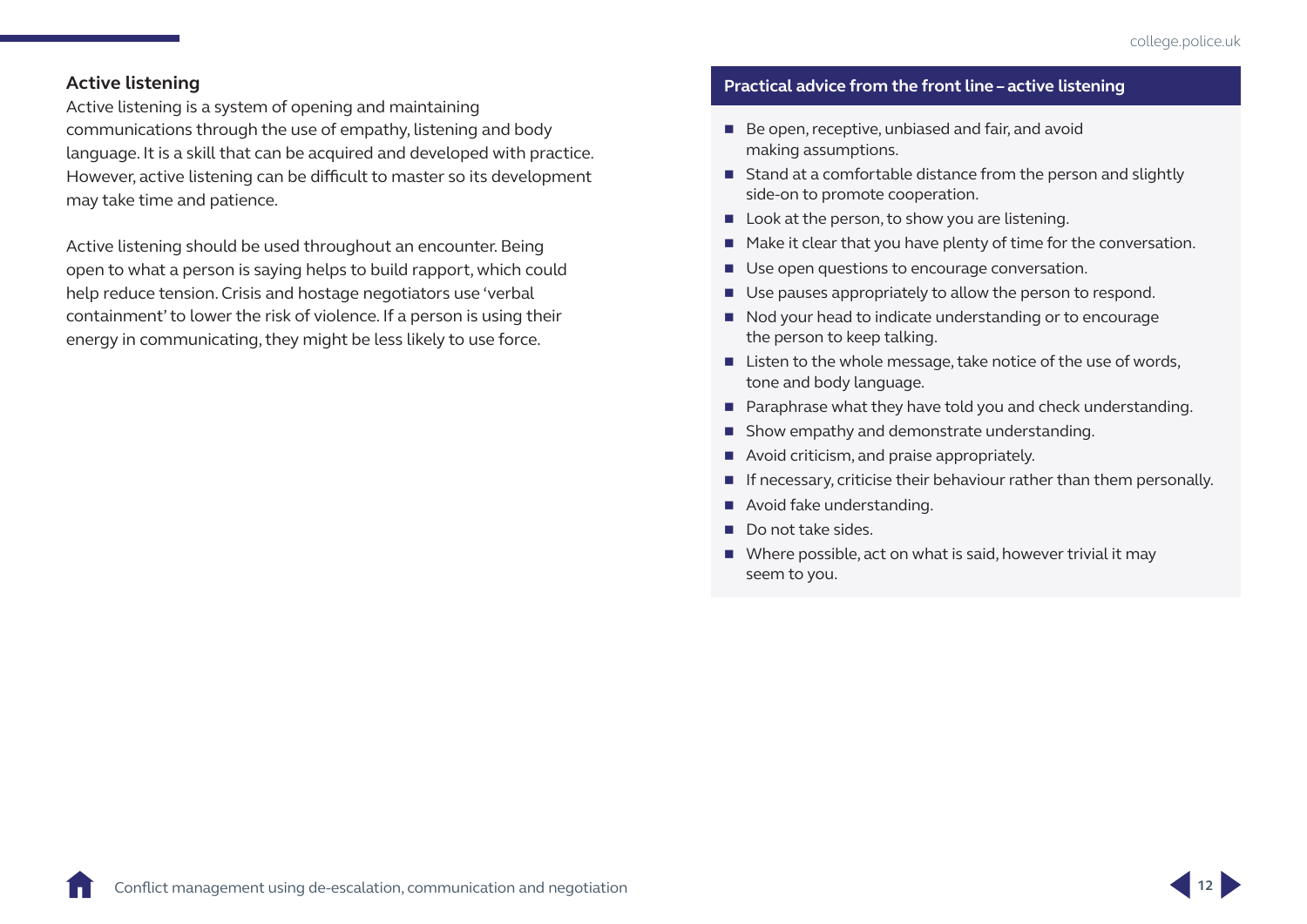### Active listening

Active listening is a system of opening and maintaining communications through the use of empathy, listening and body language. It is a skill that can be acquired and developed with practice. However, active listening can be difficult to master so its development may take time and patience.

Active listening should be used throughout an encounter. Being open to what a person is saying helps to build rapport, which could help reduce tension. Crisis and hostage negotiators use 'verbal containment' to lower the risk of violence. If a person is using their energy in communicating, they might be less likely to use force.

#### Practical advice from the front line – active listening

- Be open, receptive, unbiased and fair, and avoid making assumptions.
- Stand at a comfortable distance from the person and slightly side-on to promote cooperation.
- Look at the person, to show you are listening.
- Make it clear that you have plenty of time for the conversation.
- Use open questions to encourage conversation.
- Use pauses appropriately to allow the person to respond.
- Nod your head to indicate understanding or to encourage the person to keep talking.
- Listen to the whole message, take notice of the use of words, tone and body language.
- Paraphrase what they have told you and check understanding.
- Show empathy and demonstrate understanding.
- Avoid criticism, and praise appropriately.
- If necessary, criticise their behaviour rather than them personally.
- Avoid fake understanding.
- Do not take sides.
- Where possible, act on what is said, however trivial it may seem to you.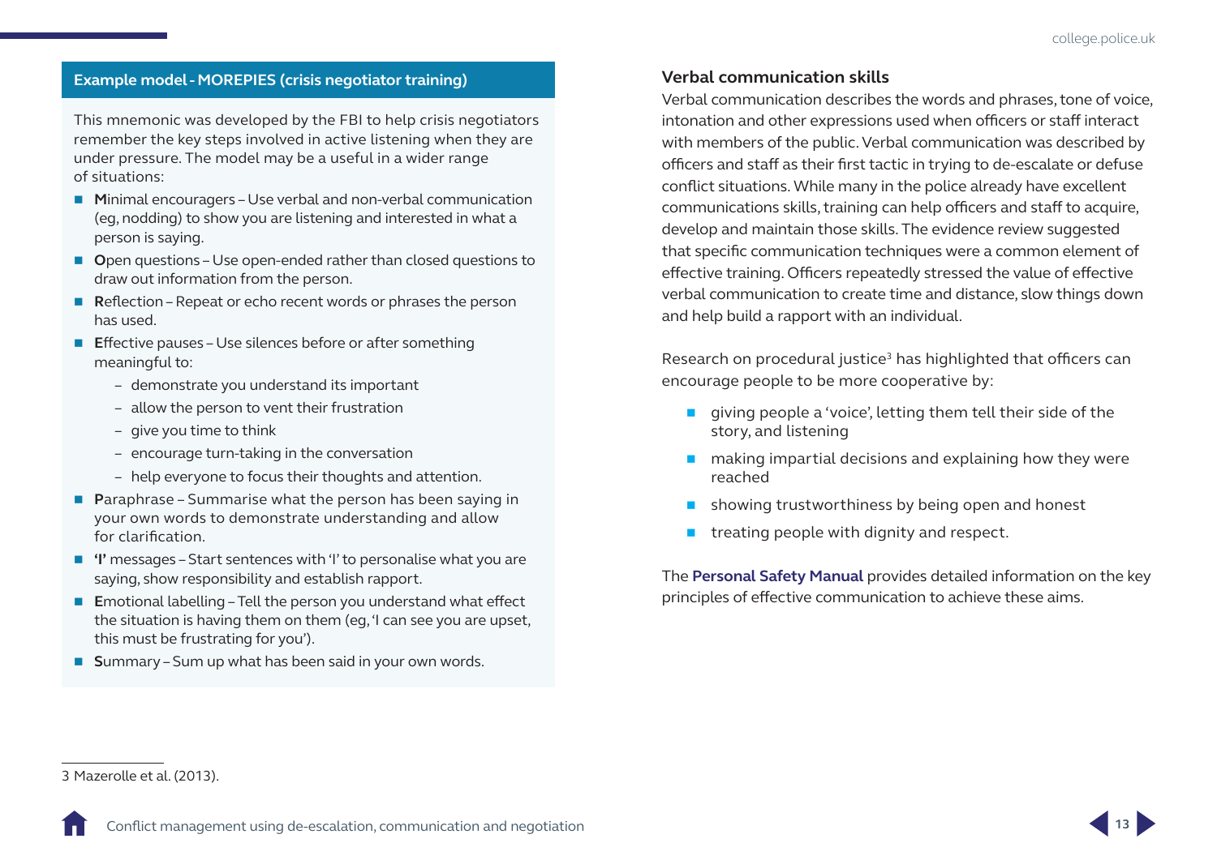### Example model - MOREPIES (crisis negotiator training)

This mnemonic was developed by the FBI to help crisis negotiators remember the key steps involved in active listening when they are under pressure. The model may be a useful in a wider range of situations:

- **M**inimal encouragers – Use verbal and non-verbal communication (eg, nodding) to show you are listening and interested in what a person is saying.
- **O**pen questions – Use open-ended rather than closed questions to draw out information from the person.
- **R**eflection – Repeat or echo recent words or phrases the person has used.
- **E**ffective pauses – Use silences before or after something meaningful to:
  - demonstrate you understand its important
  - allow the person to vent their frustration
  - give you time to think
  - encourage turn-taking in the conversation
  - help everyone to focus their thoughts and attention.
- **P**araphrase – Summarise what the person has been saying in your own words to demonstrate understanding and allow for clarification.
- **'I'** messages – Start sentences with 'I' to personalise what you are saying, show responsibility and establish rapport.
- **E**motional labelling – Tell the person you understand what effect the situation is having them on them (eg, 'I can see you are upset, this must be frustrating for you').
- **S**ummary – Sum up what has been said in your own words.

### Verbal communication skills

Verbal communication describes the words and phrases, tone of voice, intonation and other expressions used when officers or staff interact with members of the public. Verbal communication was described by officers and staff as their first tactic in trying to de-escalate or defuse conflict situations. While many in the police already have excellent communications skills, training can help officers and staff to acquire, develop and maintain those skills. The evidence review suggested that specific communication techniques were a common element of effective training. Officers repeatedly stressed the value of effective verbal communication to create time and distance, slow things down and help build a rapport with an individual.

Research on procedural justice[3] has highlighted that officers can encourage people to be more cooperative by:

- giving people a 'voice', letting them tell their side of the story, and listening
- making impartial decisions and explaining how they were reached
- showing trustworthiness by being open and honest
- treating people with dignity and respect.

The **Personal Safety Manual** provides detailed information on the key principles of effective communication to achieve these aims.

---

3 Mazerolle et al. (2013).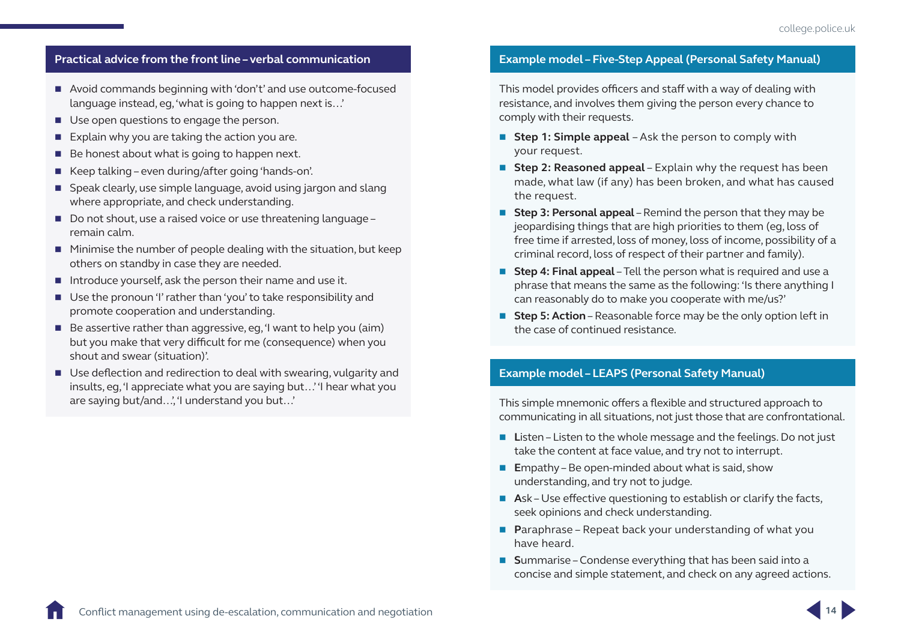## Practical advice from the front line – verbal communication

- Avoid commands beginning with 'don't' and use outcome-focused language instead, eg, 'what is going to happen next is…'
- Use open questions to engage the person.
- Explain why you are taking the action you are.
- Be honest about what is going to happen next.
- Keep talking – even during/after going 'hands-on'.
- Speak clearly, use simple language, avoid using jargon and slang where appropriate, and check understanding.
- Do not shout, use a raised voice or use threatening language – remain calm.
- Minimise the number of people dealing with the situation, but keep others on standby in case they are needed.
- Introduce yourself, ask the person their name and use it.
- Use the pronoun 'I' rather than 'you' to take responsibility and promote cooperation and understanding.
- Be assertive rather than aggressive, eg, 'I want to help you (aim) but you make that very difficult for me (consequence) when you shout and swear (situation)'.
- Use deflection and redirection to deal with swearing, vulgarity and insults, eg, 'I appreciate what you are saying but…' 'I hear what you are saying but/and…', 'I understand you but…'

## Example model – Five-Step Appeal (Personal Safety Manual)

This model provides officers and staff with a way of dealing with resistance, and involves them giving the person every chance to comply with their requests.

- **Step 1: Simple appeal** – Ask the person to comply with your request.
- **Step 2: Reasoned appeal** – Explain why the request has been made, what law (if any) has been broken, and what has caused the request.
- **Step 3: Personal appeal** – Remind the person that they may be jeopardising things that are high priorities to them (eg, loss of free time if arrested, loss of money, loss of income, possibility of a criminal record, loss of respect of their partner and family).
- **Step 4: Final appeal** – Tell the person what is required and use a phrase that means the same as the following: 'Is there anything I can reasonably do to make you cooperate with me/us?'
- **Step 5: Action** – Reasonable force may be the only option left in the case of continued resistance.

## Example model – LEAPS (Personal Safety Manual)

This simple mnemonic offers a flexible and structured approach to communicating in all situations, not just those that are confrontational.

- **L**isten – Listen to the whole message and the feelings. Do not just take the content at face value, and try not to interrupt.
- **E**mpathy – Be open-minded about what is said, show understanding, and try not to judge.
- **A**sk – Use effective questioning to establish or clarify the facts, seek opinions and check understanding.
- **P**araphrase – Repeat back your understanding of what you have heard.
- **S**ummarise – Condense everything that has been said into a concise and simple statement, and check on any agreed actions.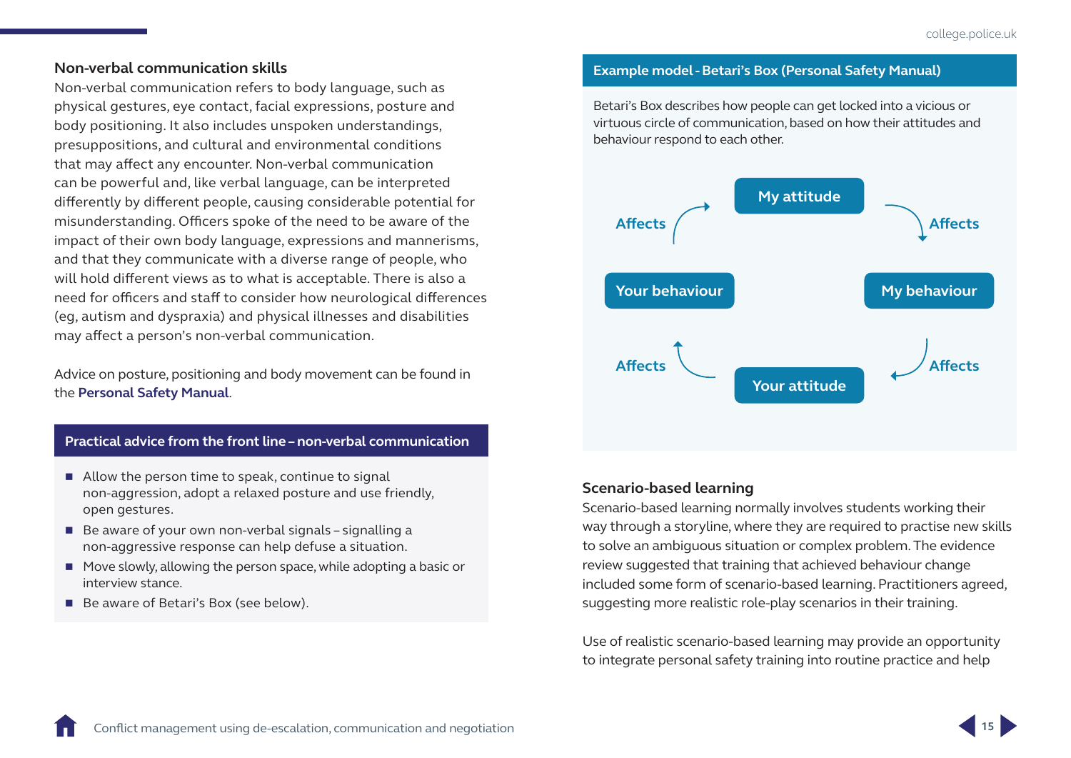### Non-verbal communication skills

Non-verbal communication refers to body language, such as physical gestures, eye contact, facial expressions, posture and body positioning. It also includes unspoken understandings, presuppositions, and cultural and environmental conditions that may affect any encounter. Non-verbal communication can be powerful and, like verbal language, can be interpreted differently by different people, causing considerable potential for misunderstanding. Officers spoke of the need to be aware of the impact of their own body language, expressions and mannerisms, and that they communicate with a diverse range of people, who will hold different views as to what is acceptable. There is also a need for officers and staff to consider how neurological differences (eg, autism and dyspraxia) and physical illnesses and disabilities may affect a person's non-verbal communication.

Advice on posture, positioning and body movement can be found in the **Personal Safety Manual**.

**Practical advice from the front line – non-verbal communication**

- Allow the person time to speak, continue to signal non-aggression, adopt a relaxed posture and use friendly, open gestures.
- Be aware of your own non-verbal signals – signalling a non-aggressive response can help defuse a situation.
- Move slowly, allowing the person space, while adopting a basic or interview stance.
- Be aware of Betari's Box (see below).

**Example model - Betari's Box (Personal Safety Manual)**

Betari's Box describes how people can get locked into a vicious or virtuous circle of communication, based on how their attitudes and behaviour respond to each other.

My attitude → Affects → My behaviour → Affects → Your attitude → Affects → Your behaviour → Affects → My attitude

### Scenario-based learning

Scenario-based learning normally involves students working their way through a storyline, where they are required to practise new skills to solve an ambiguous situation or complex problem. The evidence review suggested that training that achieved behaviour change included some form of scenario-based learning. Practitioners agreed, suggesting more realistic role-play scenarios in their training.

Use of realistic scenario-based learning may provide an opportunity to integrate personal safety training into routine practice and help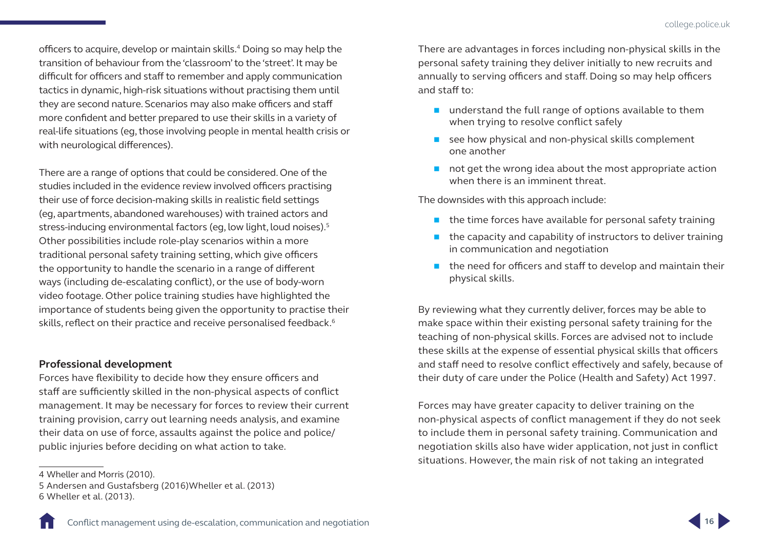officers to acquire, develop or maintain skills.[4] Doing so may help the transition of behaviour from the 'classroom' to the 'street'. It may be difficult for officers and staff to remember and apply communication tactics in dynamic, high-risk situations without practising them until they are second nature. Scenarios may also make officers and staff more confident and better prepared to use their skills in a variety of real-life situations (eg, those involving people in mental health crisis or with neurological differences).

There are a range of options that could be considered. One of the studies included in the evidence review involved officers practising their use of force decision-making skills in realistic field settings (eg, apartments, abandoned warehouses) with trained actors and stress-inducing environmental factors (eg, low light, loud noises).[5] Other possibilities include role-play scenarios within a more traditional personal safety training setting, which give officers the opportunity to handle the scenario in a range of different ways (including de-escalating conflict), or the use of body-worn video footage. Other police training studies have highlighted the importance of students being given the opportunity to practise their skills, reflect on their practice and receive personalised feedback.[6]

**Professional development**

Forces have flexibility to decide how they ensure officers and staff are sufficiently skilled in the non-physical aspects of conflict management. It may be necessary for forces to review their current training provision, carry out learning needs analysis, and examine their data on use of force, assaults against the police and police/public injuries before deciding on what action to take.

There are advantages in forces including non-physical skills in the personal safety training they deliver initially to new recruits and annually to serving officers and staff. Doing so may help officers and staff to:

- understand the full range of options available to them when trying to resolve conflict safely
- see how physical and non-physical skills complement one another
- not get the wrong idea about the most appropriate action when there is an imminent threat.

The downsides with this approach include:

- the time forces have available for personal safety training
- the capacity and capability of instructors to deliver training in communication and negotiation
- the need for officers and staff to develop and maintain their physical skills.

By reviewing what they currently deliver, forces may be able to make space within their existing personal safety training for the teaching of non-physical skills. Forces are advised not to include these skills at the expense of essential physical skills that officers and staff need to resolve conflict effectively and safely, because of their duty of care under the Police (Health and Safety) Act 1997.

Forces may have greater capacity to deliver training on the non-physical aspects of conflict management if they do not seek to include them in personal safety training. Communication and negotiation skills also have wider application, not just in conflict situations. However, the main risk of not taking an integrated

---

4 Wheller and Morris (2010).

5 Andersen and Gustafsberg (2016)Wheller et al. (2013)

6 Wheller et al. (2013).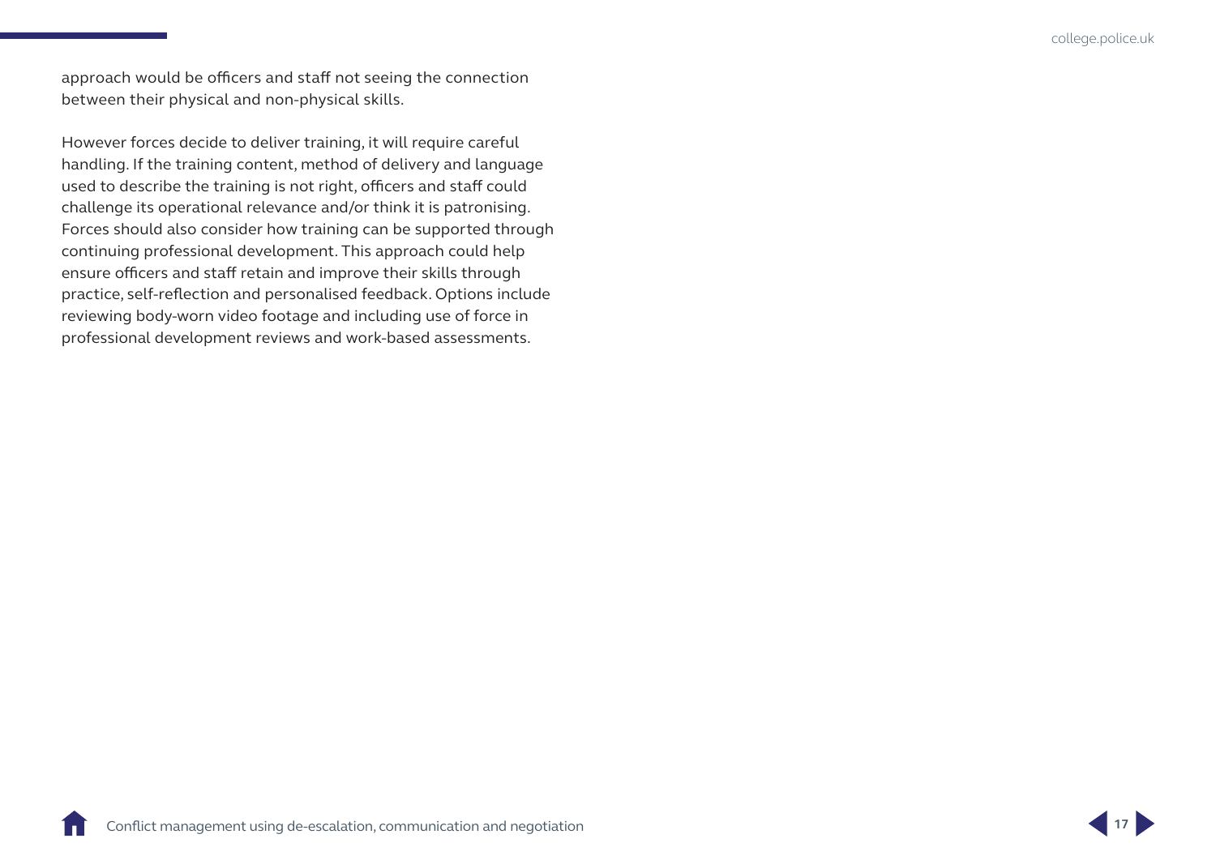approach would be officers and staff not seeing the connection between their physical and non-physical skills.

However forces decide to deliver training, it will require careful handling. If the training content, method of delivery and language used to describe the training is not right, officers and staff could challenge its operational relevance and/or think it is patronising. Forces should also consider how training can be supported through continuing professional development. This approach could help ensure officers and staff retain and improve their skills through practice, self-reflection and personalised feedback. Options include reviewing body-worn video footage and including use of force in professional development reviews and work-based assessments.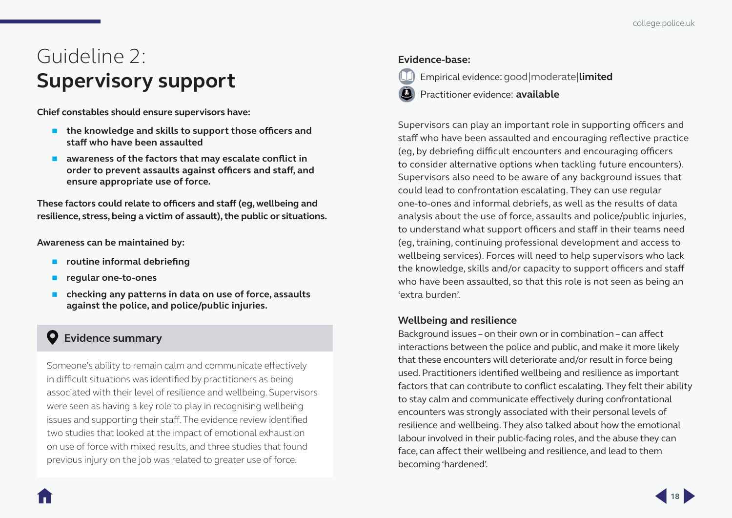# Guideline 2: **Supervisory support**

**Chief constables should ensure supervisors have:**

- **the knowledge and skills to support those officers and staff who have been assaulted**
- **awareness of the factors that may escalate conflict in order to prevent assaults against officers and staff, and ensure appropriate use of force.**

**These factors could relate to officers and staff (eg, wellbeing and resilience, stress, being a victim of assault), the public or situations.**

**Awareness can be maintained by:**

- **routine informal debriefing**
- **regular one-to-ones**
- **checking any patterns in data on use of force, assaults against the police, and police/public injuries.**

## Evidence summary

Someone's ability to remain calm and communicate effectively in difficult situations was identified by practitioners as being associated with their level of resilience and wellbeing. Supervisors were seen as having a key role to play in recognising wellbeing issues and supporting their staff. The evidence review identified two studies that looked at the impact of emotional exhaustion on use of force with mixed results, and three studies that found previous injury on the job was related to greater use of force.

**Evidence-base:**

Empirical evidence: good|moderate|**limited**

Practitioner evidence: **available**

Supervisors can play an important role in supporting officers and staff who have been assaulted and encouraging reflective practice (eg, by debriefing difficult encounters and encouraging officers to consider alternative options when tackling future encounters). Supervisors also need to be aware of any background issues that could lead to confrontation escalating. They can use regular one-to-ones and informal debriefs, as well as the results of data analysis about the use of force, assaults and police/public injuries, to understand what support officers and staff in their teams need (eg, training, continuing professional development and access to wellbeing services). Forces will need to help supervisors who lack the knowledge, skills and/or capacity to support officers and staff who have been assaulted, so that this role is not seen as being an 'extra burden'.

### Wellbeing and resilience

Background issues – on their own or in combination – can affect interactions between the police and public, and make it more likely that these encounters will deteriorate and/or result in force being used. Practitioners identified wellbeing and resilience as important factors that can contribute to conflict escalating. They felt their ability to stay calm and communicate effectively during confrontational encounters was strongly associated with their personal levels of resilience and wellbeing. They also talked about how the emotional labour involved in their public-facing roles, and the abuse they can face, can affect their wellbeing and resilience, and lead to them becoming 'hardened'.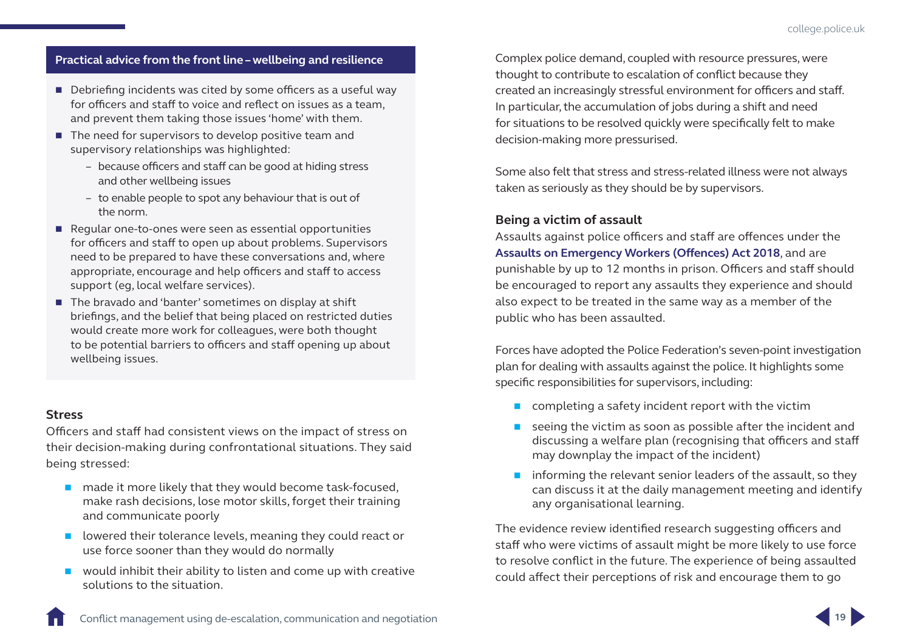### Practical advice from the front line – wellbeing and resilience

- Debriefing incidents was cited by some officers as a useful way for officers and staff to voice and reflect on issues as a team, and prevent them taking those issues 'home' with them.
- The need for supervisors to develop positive team and supervisory relationships was highlighted:
  - because officers and staff can be good at hiding stress and other wellbeing issues
  - to enable people to spot any behaviour that is out of the norm.
- Regular one-to-ones were seen as essential opportunities for officers and staff to open up about problems. Supervisors need to be prepared to have these conversations and, where appropriate, encourage and help officers and staff to access support (eg, local welfare services).
- The bravado and 'banter' sometimes on display at shift briefings, and the belief that being placed on restricted duties would create more work for colleagues, were both thought to be potential barriers to officers and staff opening up about wellbeing issues.

### Stress

Officers and staff had consistent views on the impact of stress on their decision-making during confrontational situations. They said being stressed:

- made it more likely that they would become task-focused, make rash decisions, lose motor skills, forget their training and communicate poorly
- lowered their tolerance levels, meaning they could react or use force sooner than they would do normally
- would inhibit their ability to listen and come up with creative solutions to the situation.

Complex police demand, coupled with resource pressures, were thought to contribute to escalation of conflict because they created an increasingly stressful environment for officers and staff. In particular, the accumulation of jobs during a shift and need for situations to be resolved quickly were specifically felt to make decision-making more pressurised.

Some also felt that stress and stress-related illness were not always taken as seriously as they should be by supervisors.

### Being a victim of assault

Assaults against police officers and staff are offences under the **Assaults on Emergency Workers (Offences) Act 2018**, and are punishable by up to 12 months in prison. Officers and staff should be encouraged to report any assaults they experience and should also expect to be treated in the same way as a member of the public who has been assaulted.

Forces have adopted the Police Federation's seven-point investigation plan for dealing with assaults against the police. It highlights some specific responsibilities for supervisors, including:

- completing a safety incident report with the victim
- seeing the victim as soon as possible after the incident and discussing a welfare plan (recognising that officers and staff may downplay the impact of the incident)
- informing the relevant senior leaders of the assault, so they can discuss it at the daily management meeting and identify any organisational learning.

The evidence review identified research suggesting officers and staff who were victims of assault might be more likely to use force to resolve conflict in the future. The experience of being assaulted could affect their perceptions of risk and encourage them to go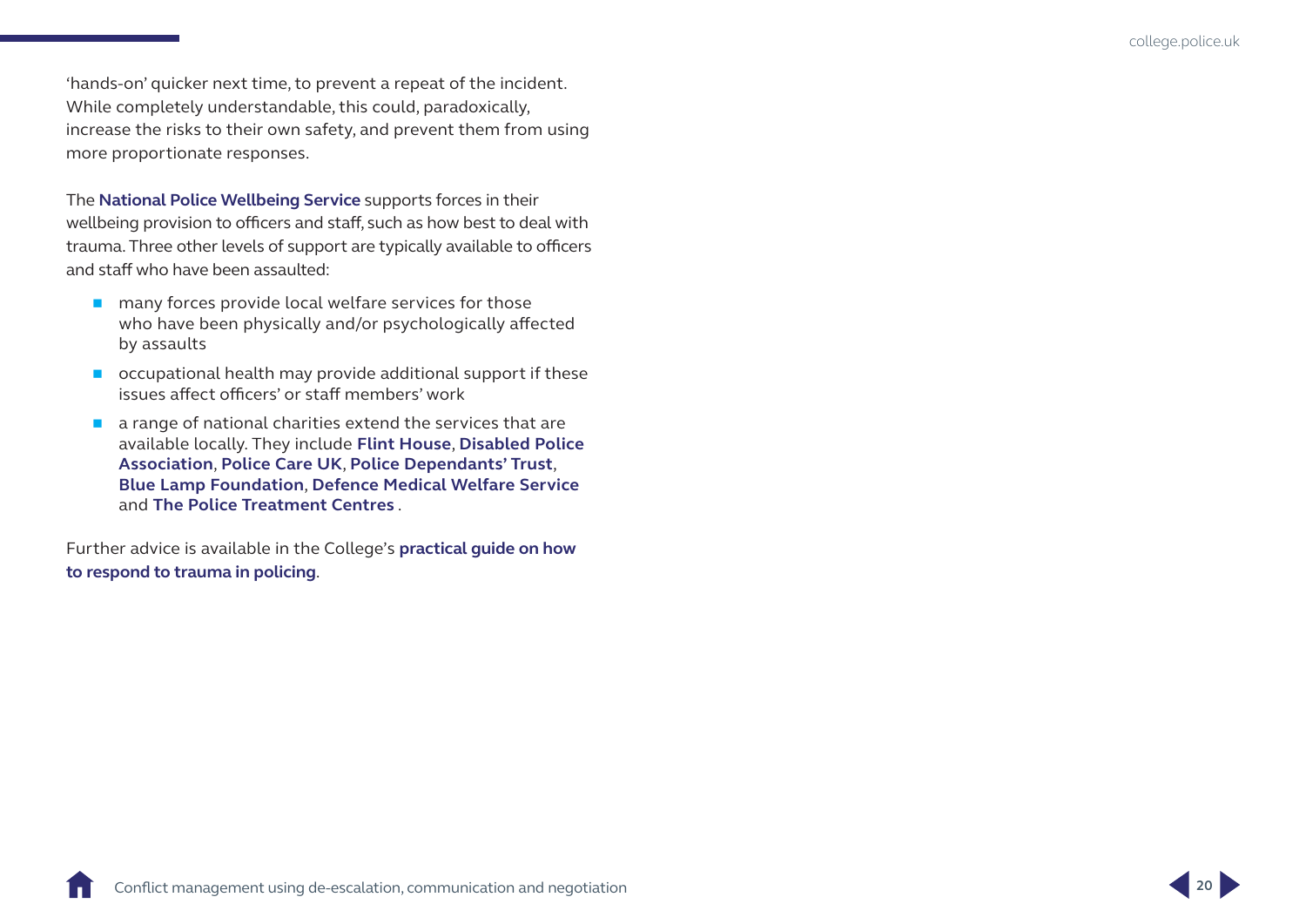'hands-on' quicker next time, to prevent a repeat of the incident. While completely understandable, this could, paradoxically, increase the risks to their own safety, and prevent them from using more proportionate responses.

The **National Police Wellbeing Service** supports forces in their wellbeing provision to officers and staff, such as how best to deal with trauma. Three other levels of support are typically available to officers and staff who have been assaulted:

- many forces provide local welfare services for those who have been physically and/or psychologically affected by assaults
- occupational health may provide additional support if these issues affect officers' or staff members' work
- a range of national charities extend the services that are available locally. They include **Flint House**, **Disabled Police Association**, **Police Care UK**, **Police Dependants' Trust**, **Blue Lamp Foundation**, **Defence Medical Welfare Service** and **The Police Treatment Centres** .

Further advice is available in the College's **practical guide on how to respond to trauma in policing**.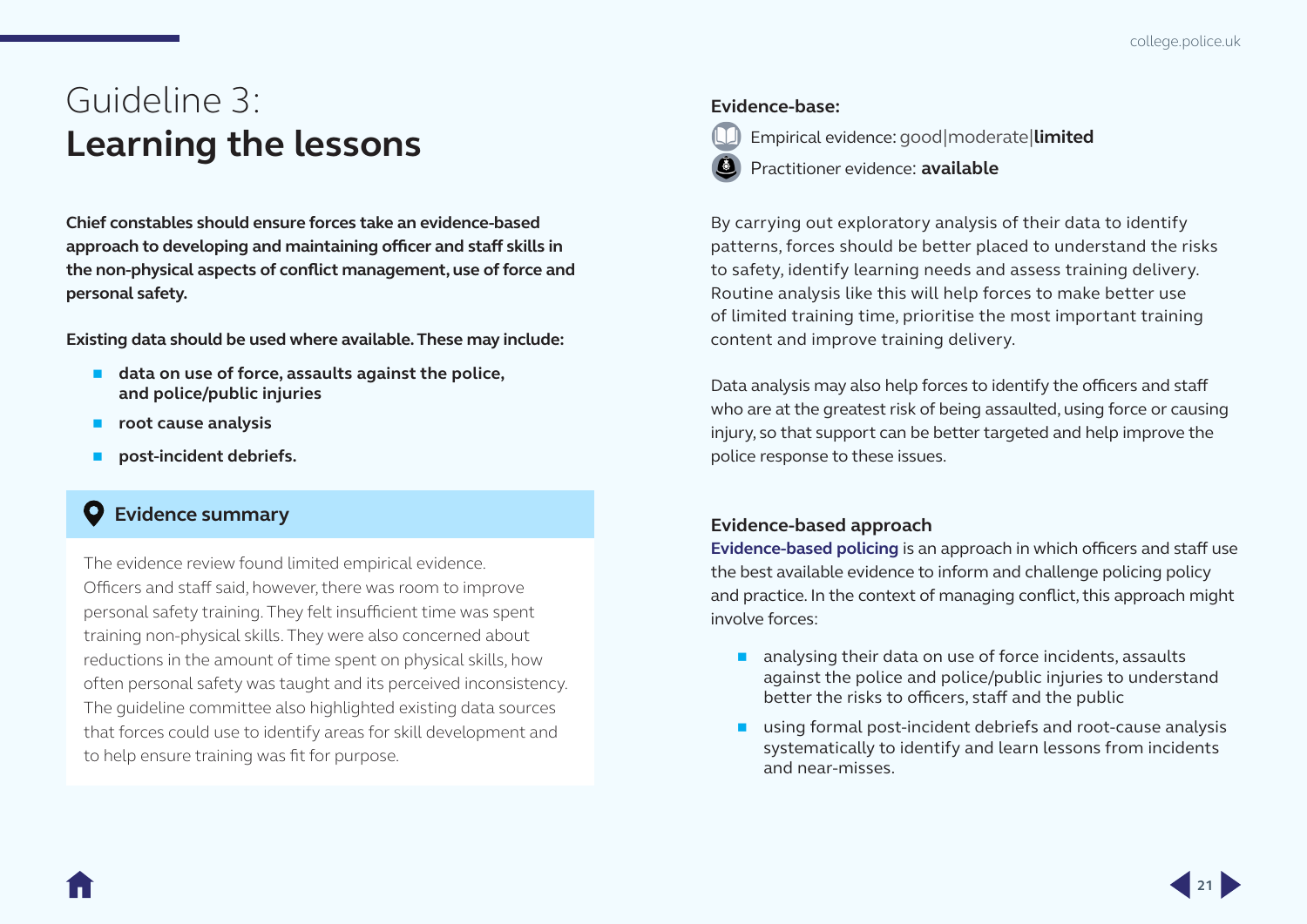# Guideline 3: **Learning the lessons**

**Chief constables should ensure forces take an evidence-based approach to developing and maintaining officer and staff skills in the non-physical aspects of conflict management, use of force and personal safety.**

**Existing data should be used where available. These may include:**

- **data on use of force, assaults against the police, and police/public injuries**
- **root cause analysis**
- **post-incident debriefs.**

## Evidence summary

The evidence review found limited empirical evidence. Officers and staff said, however, there was room to improve personal safety training. They felt insufficient time was spent training non-physical skills. They were also concerned about reductions in the amount of time spent on physical skills, how often personal safety was taught and its perceived inconsistency. The guideline committee also highlighted existing data sources that forces could use to identify areas for skill development and to help ensure training was fit for purpose.

**Evidence-base:**

Empirical evidence: good|moderate|**limited**

Practitioner evidence: **available**

By carrying out exploratory analysis of their data to identify patterns, forces should be better placed to understand the risks to safety, identify learning needs and assess training delivery. Routine analysis like this will help forces to make better use of limited training time, prioritise the most important training content and improve training delivery.

Data analysis may also help forces to identify the officers and staff who are at the greatest risk of being assaulted, using force or causing injury, so that support can be better targeted and help improve the police response to these issues.

### Evidence-based approach

**Evidence-based policing** is an approach in which officers and staff use the best available evidence to inform and challenge policing policy and practice. In the context of managing conflict, this approach might involve forces:

- analysing their data on use of force incidents, assaults against the police and police/public injuries to understand better the risks to officers, staff and the public
- using formal post-incident debriefs and root-cause analysis systematically to identify and learn lessons from incidents and near-misses.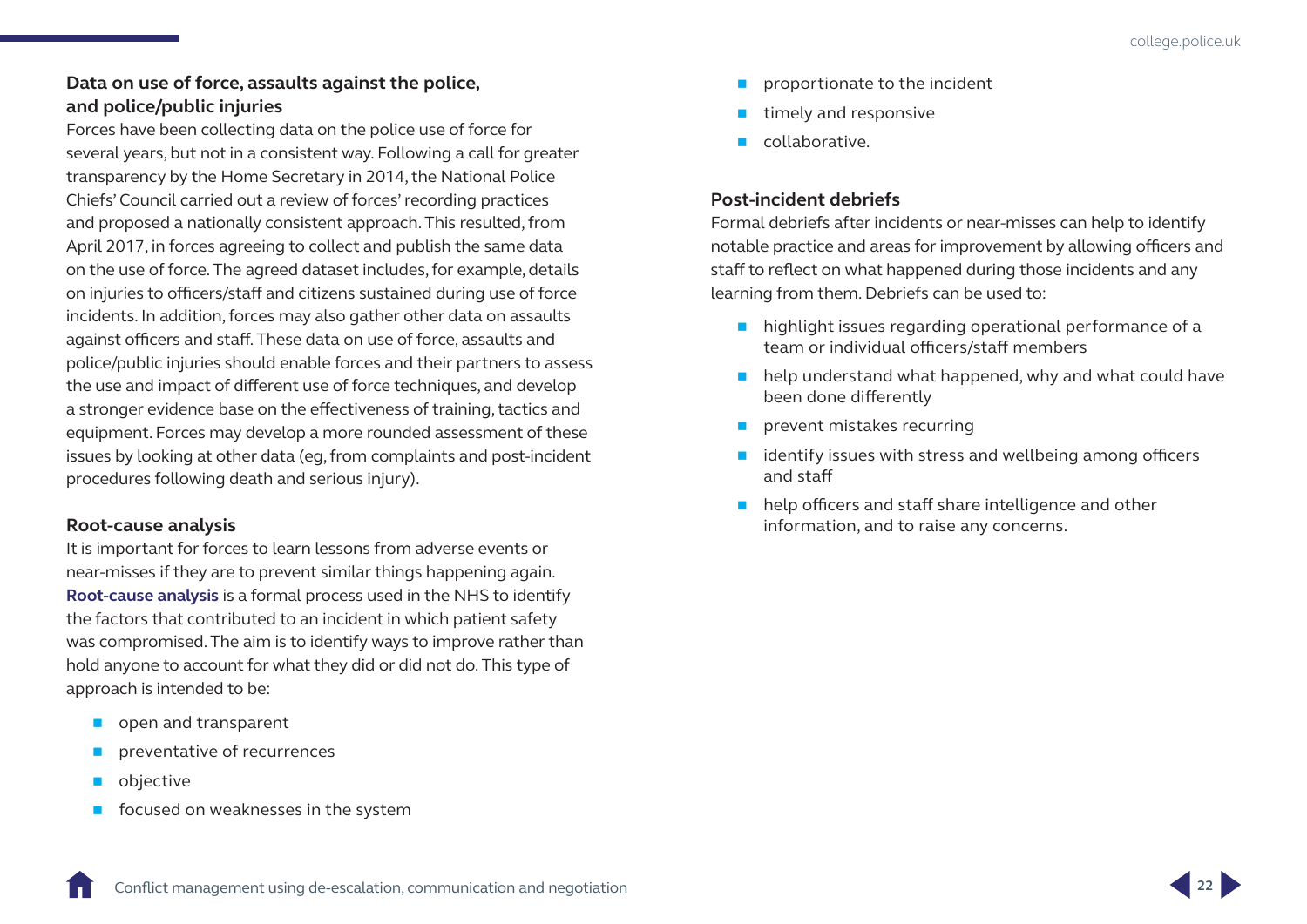### Data on use of force, assaults against the police, and police/public injuries

Forces have been collecting data on the police use of force for several years, but not in a consistent way. Following a call for greater transparency by the Home Secretary in 2014, the National Police Chiefs' Council carried out a review of forces' recording practices and proposed a nationally consistent approach. This resulted, from April 2017, in forces agreeing to collect and publish the same data on the use of force. The agreed dataset includes, for example, details on injuries to officers/staff and citizens sustained during use of force incidents. In addition, forces may also gather other data on assaults against officers and staff. These data on use of force, assaults and police/public injuries should enable forces and their partners to assess the use and impact of different use of force techniques, and develop a stronger evidence base on the effectiveness of training, tactics and equipment. Forces may develop a more rounded assessment of these issues by looking at other data (eg, from complaints and post-incident procedures following death and serious injury).

### Root-cause analysis

It is important for forces to learn lessons from adverse events or near-misses if they are to prevent similar things happening again. **Root-cause analysis** is a formal process used in the NHS to identify the factors that contributed to an incident in which patient safety was compromised. The aim is to identify ways to improve rather than hold anyone to account for what they did or did not do. This type of approach is intended to be:

- open and transparent
- preventative of recurrences
- objective
- focused on weaknesses in the system
- proportionate to the incident
- timely and responsive
- collaborative.

### Post-incident debriefs

Formal debriefs after incidents or near-misses can help to identify notable practice and areas for improvement by allowing officers and staff to reflect on what happened during those incidents and any learning from them. Debriefs can be used to:

- highlight issues regarding operational performance of a team or individual officers/staff members
- help understand what happened, why and what could have been done differently
- prevent mistakes recurring
- identify issues with stress and wellbeing among officers and staff
- help officers and staff share intelligence and other information, and to raise any concerns.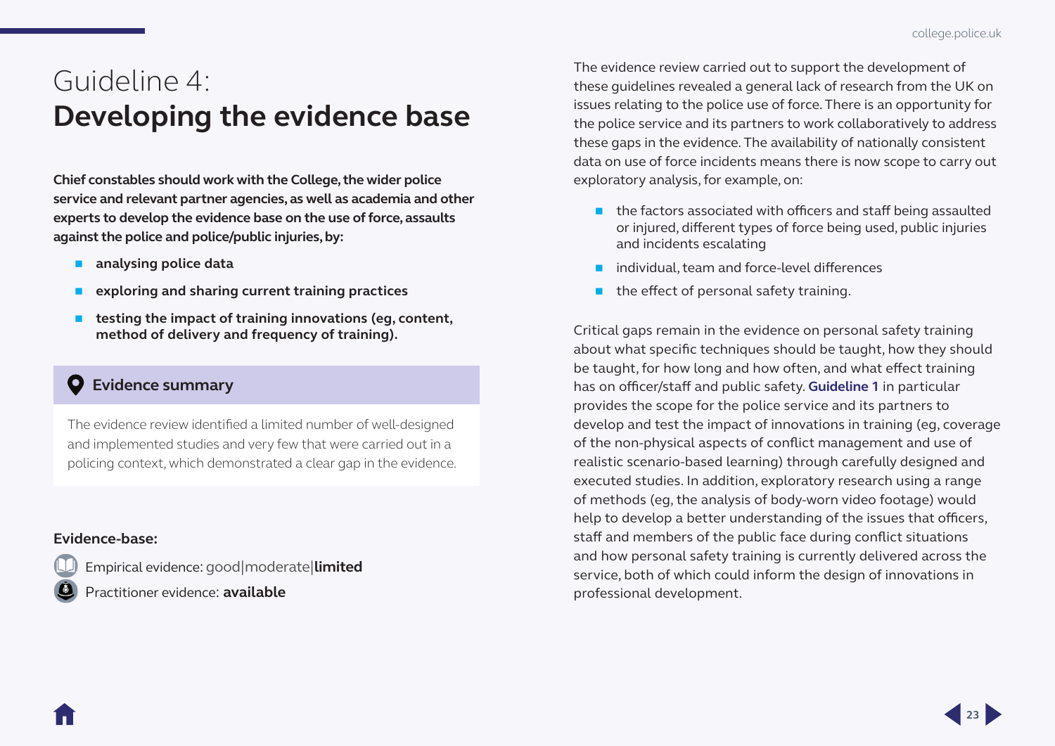# Guideline 4: **Developing the evidence base**

**Chief constables should work with the College, the wider police service and relevant partner agencies, as well as academia and other experts to develop the evidence base on the use of force, assaults against the police and police/public injuries, by:**

- **analysing police data**
- **exploring and sharing current training practices**
- **testing the impact of training innovations (eg, content, method of delivery and frequency of training).**

### Evidence summary

The evidence review identified a limited number of well-designed and implemented studies and very few that were carried out in a policing context, which demonstrated a clear gap in the evidence.

**Evidence-base:**

Empirical evidence: good|moderate|**limited**

Practitioner evidence: **available**

The evidence review carried out to support the development of these guidelines revealed a general lack of research from the UK on issues relating to the police use of force. There is an opportunity for the police service and its partners to work collaboratively to address these gaps in the evidence. The availability of nationally consistent data on use of force incidents means there is now scope to carry out exploratory analysis, for example, on:

- the factors associated with officers and staff being assaulted or injured, different types of force being used, public injuries and incidents escalating
- individual, team and force-level differences
- the effect of personal safety training.

Critical gaps remain in the evidence on personal safety training about what specific techniques should be taught, how they should be taught, for how long and how often, and what effect training has on officer/staff and public safety. **Guideline 1** in particular provides the scope for the police service and its partners to develop and test the impact of innovations in training (eg, coverage of the non-physical aspects of conflict management and use of realistic scenario-based learning) through carefully designed and executed studies. In addition, exploratory research using a range of methods (eg, the analysis of body-worn video footage) would help to develop a better understanding of the issues that officers, staff and members of the public face during conflict situations and how personal safety training is currently delivered across the service, both of which could inform the design of innovations in professional development.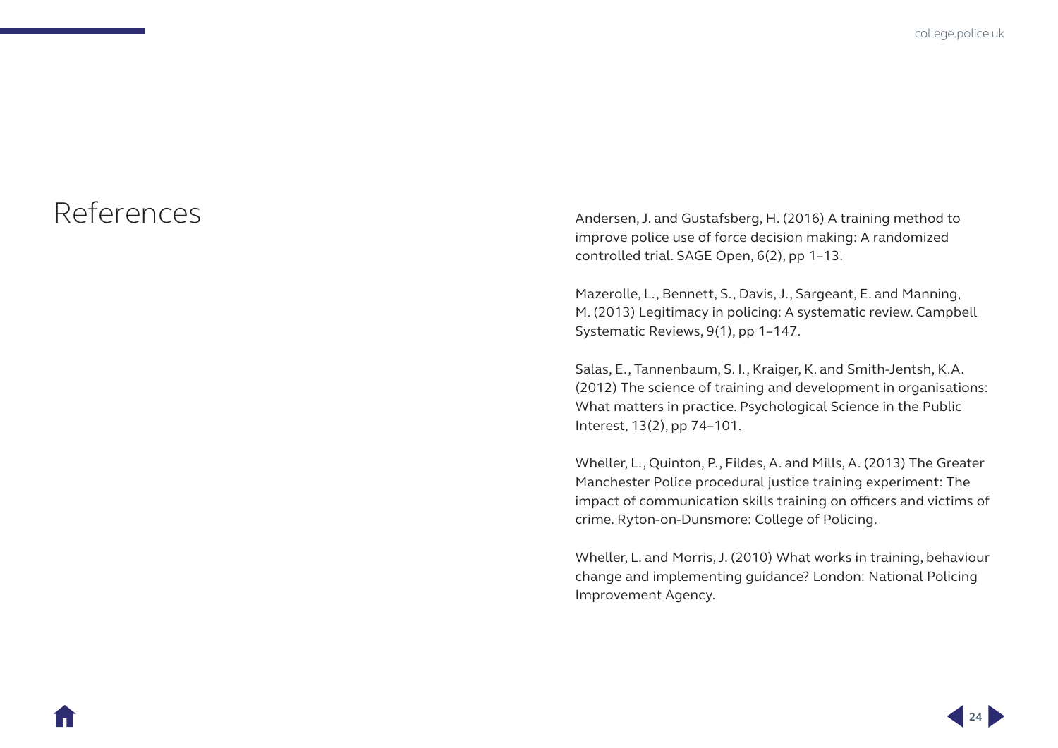# References

Andersen, J. and Gustafsberg, H. (2016) A training method to improve police use of force decision making: A randomized controlled trial. SAGE Open, 6(2), pp 1–13.

Mazerolle, L., Bennett, S., Davis, J., Sargeant, E. and Manning, M. (2013) Legitimacy in policing: A systematic review. Campbell Systematic Reviews, 9(1), pp 1–147.

Salas, E., Tannenbaum, S. I., Kraiger, K. and Smith-Jentsh, K.A. (2012) The science of training and development in organisations: What matters in practice. Psychological Science in the Public Interest, 13(2), pp 74–101.

Wheller, L., Quinton, P., Fildes, A. and Mills, A. (2013) The Greater Manchester Police procedural justice training experiment: The impact of communication skills training on officers and victims of crime. Ryton-on-Dunsmore: College of Policing.

Wheller, L. and Morris, J. (2010) What works in training, behaviour change and implementing guidance? London: National Policing Improvement Agency.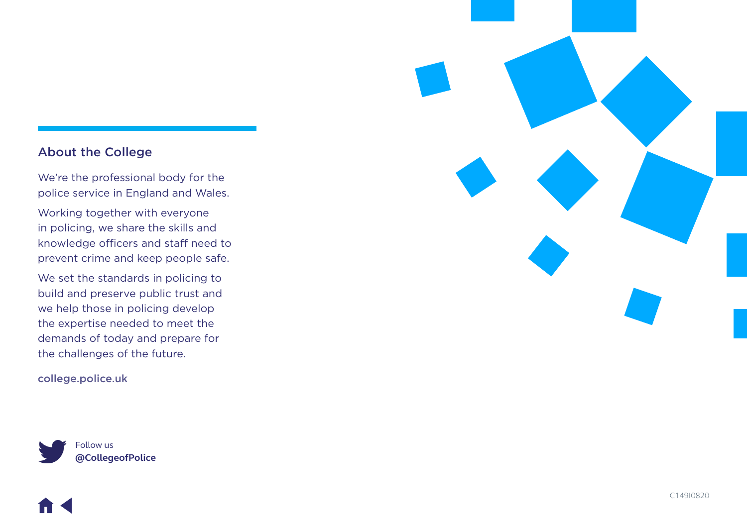## About the College

We're the professional body for the police service in England and Wales.

Working together with everyone in policing, we share the skills and knowledge officers and staff need to prevent crime and keep people safe.

We set the standards in policing to build and preserve public trust and we help those in policing develop the expertise needed to meet the demands of today and prepare for the challenges of the future.

**college.police.uk**

Follow us
**@CollegeofPolice**

C149I0820